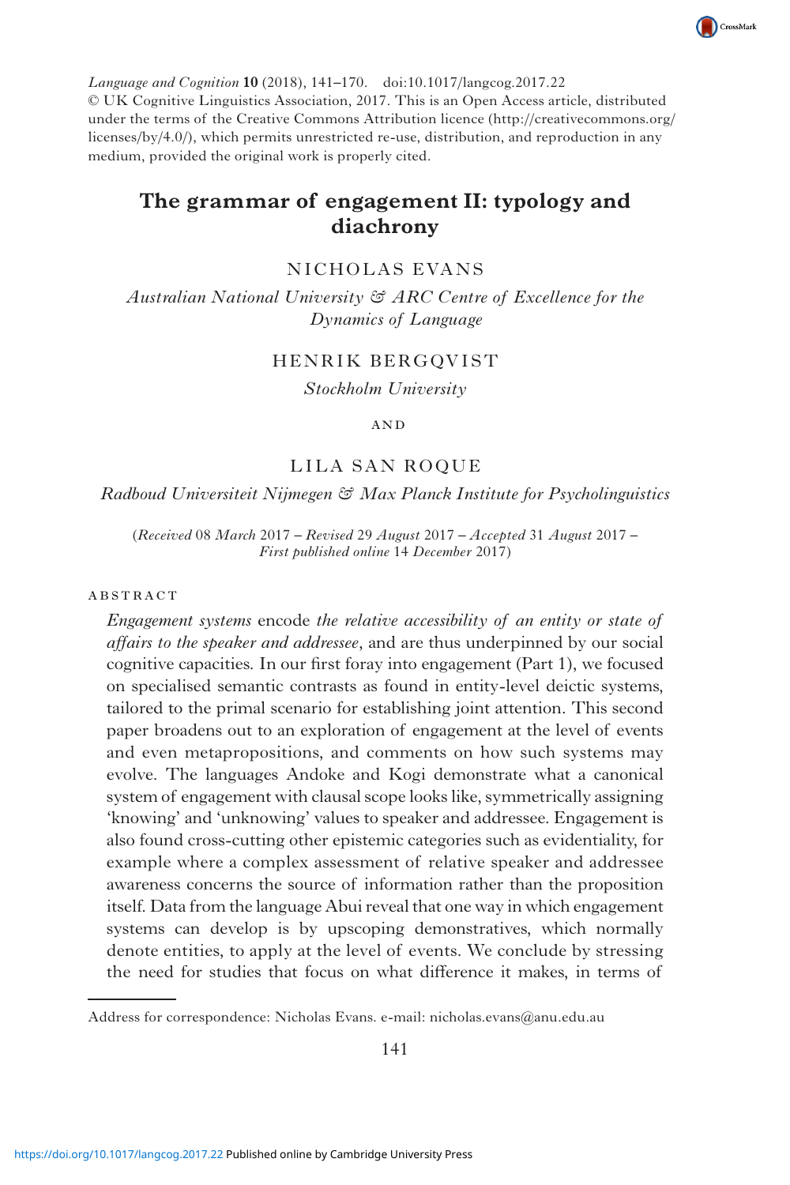*Language and Cognition* **10** (2018), 141–170. doi:10.1017/langcog.2017.22
© UK Cognitive Linguistics Association, 2017. This is an Open Access article, distributed under the terms of the Creative Commons Attribution licence (http://creativecommons.org/licenses/by/4.0/), which permits unrestricted re-use, distribution, and reproduction in any medium, provided the original work is properly cited.

# The grammar of engagement II: typology and diachrony

NICHOLAS EVANS

*Australian National University & ARC Centre of Excellence for the Dynamics of Language*

HENRIK BERGQVIST

*Stockholm University*

AND

LILA SAN ROQUE

*Radboud Universiteit Nijmegen & Max Planck Institute for Psycholinguistics*

(*Received* 08 *March* 2017 – *Revised* 29 *August* 2017 – *Accepted* 31 *August* 2017 – *First published online* 14 *December* 2017)

ABSTRACT

*Engagement systems* encode *the relative accessibility of an entity or state of affairs to the speaker and addressee*, and are thus underpinned by our social cognitive capacities. In our first foray into engagement (Part 1), we focused on specialised semantic contrasts as found in entity-level deictic systems, tailored to the primal scenario for establishing joint attention. This second paper broadens out to an exploration of engagement at the level of events and even metapropositions, and comments on how such systems may evolve. The languages Andoke and Kogi demonstrate what a canonical system of engagement with clausal scope looks like, symmetrically assigning 'knowing' and 'unknowing' values to speaker and addressee. Engagement is also found cross-cutting other epistemic categories such as evidentiality, for example where a complex assessment of relative speaker and addressee awareness concerns the source of information rather than the proposition itself. Data from the language Abui reveal that one way in which engagement systems can develop is by upscoping demonstratives, which normally denote entities, to apply at the level of events. We conclude by stressing the need for studies that focus on what difference it makes, in terms of

Address for correspondence: Nicholas Evans. e-mail: nicholas.evans@anu.edu.au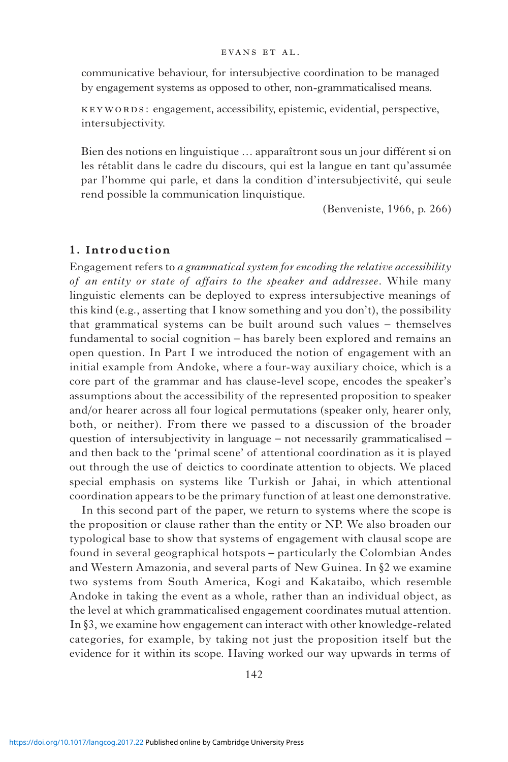communicative behaviour, for intersubjective coordination to be managed by engagement systems as opposed to other, non-grammaticalised means.

KEYWORDS: engagement, accessibility, epistemic, evidential, perspective, intersubjectivity.

Bien des notions en linguistique … apparaîtront sous un jour différent si on les rétablit dans le cadre du discours, qui est la langue en tant qu'assumée par l'homme qui parle, et dans la condition d'intersubjectivité, qui seule rend possible la communication linquistique.

(Benveniste, 1966, p. 266)

## 1. Introduction

Engagement refers to *a grammatical system for encoding the relative accessibility of an entity or state of affairs to the speaker and addressee*. While many linguistic elements can be deployed to express intersubjective meanings of this kind (e.g., asserting that I know something and you don't), the possibility that grammatical systems can be built around such values – themselves fundamental to social cognition – has barely been explored and remains an open question. In Part I we introduced the notion of engagement with an initial example from Andoke, where a four-way auxiliary choice, which is a core part of the grammar and has clause-level scope, encodes the speaker's assumptions about the accessibility of the represented proposition to speaker and/or hearer across all four logical permutations (speaker only, hearer only, both, or neither). From there we passed to a discussion of the broader question of intersubjectivity in language – not necessarily grammaticalised – and then back to the 'primal scene' of attentional coordination as it is played out through the use of deictics to coordinate attention to objects. We placed special emphasis on systems like Turkish or Jahai, in which attentional coordination appears to be the primary function of at least one demonstrative.

In this second part of the paper, we return to systems where the scope is the proposition or clause rather than the entity or NP. We also broaden our typological base to show that systems of engagement with clausal scope are found in several geographical hotspots – particularly the Colombian Andes and Western Amazonia, and several parts of New Guinea. In §2 we examine two systems from South America, Kogi and Kakataibo, which resemble Andoke in taking the event as a whole, rather than an individual object, as the level at which grammaticalised engagement coordinates mutual attention. In §3, we examine how engagement can interact with other knowledge-related categories, for example, by taking not just the proposition itself but the evidence for it within its scope. Having worked our way upwards in terms of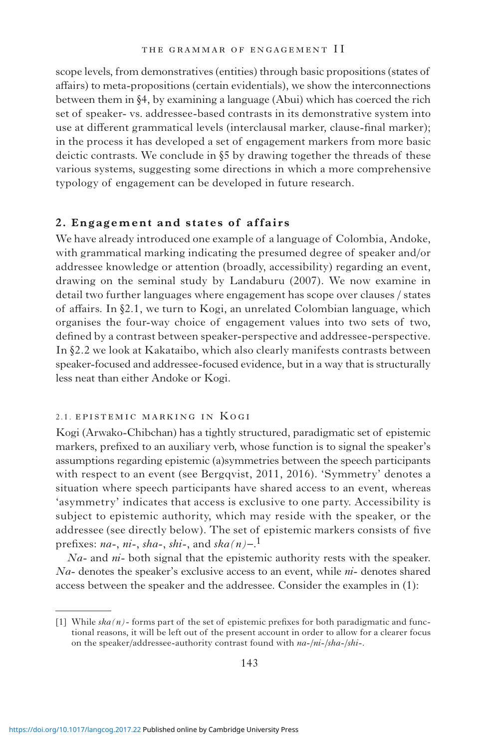scope levels, from demonstratives (entities) through basic propositions (states of affairs) to meta-propositions (certain evidentials), we show the interconnections between them in §4, by examining a language (Abui) which has coerced the rich set of speaker- vs. addressee-based contrasts in its demonstrative system into use at different grammatical levels (interclausal marker, clause-final marker); in the process it has developed a set of engagement markers from more basic deictic contrasts. We conclude in §5 by drawing together the threads of these various systems, suggesting some directions in which a more comprehensive typology of engagement can be developed in future research.

## 2. Engagement and states of affairs

We have already introduced one example of a language of Colombia, Andoke, with grammatical marking indicating the presumed degree of speaker and/or addressee knowledge or attention (broadly, accessibility) regarding an event, drawing on the seminal study by Landaburu (2007). We now examine in detail two further languages where engagement has scope over clauses / states of affairs. In §2.1, we turn to Kogi, an unrelated Colombian language, which organises the four-way choice of engagement values into two sets of two, defined by a contrast between speaker-perspective and addressee-perspective. In §2.2 we look at Kakataibo, which also clearly manifests contrasts between speaker-focused and addressee-focused evidence, but in a way that is structurally less neat than either Andoke or Kogi.

### 2.1. Epistemic marking in Kogi

Kogi (Arwako-Chibchan) has a tightly structured, paradigmatic set of epistemic markers, prefixed to an auxiliary verb, whose function is to signal the speaker's assumptions regarding epistemic (a)symmetries between the speech participants with respect to an event (see Bergqvist, 2011, 2016). 'Symmetry' denotes a situation where speech participants have shared access to an event, whereas 'asymmetry' indicates that access is exclusive to one party. Accessibility is subject to epistemic authority, which may reside with the speaker, or the addressee (see directly below). The set of epistemic markers consists of five prefixes: *na-*, *ni-*, *sha-*, *shi-*, and *ska(n)*–.[1]

*Na-* and *ni-* both signal that the epistemic authority rests with the speaker. *Na-* denotes the speaker's exclusive access to an event, while *ni-* denotes shared access between the speaker and the addressee. Consider the examples in (1):

[1] While *ska(n)-* forms part of the set of epistemic prefixes for both paradigmatic and functional reasons, it will be left out of the present account in order to allow for a clearer focus on the speaker/addressee-authority contrast found with *na-*/*ni-*/*sha-*/*shi-*.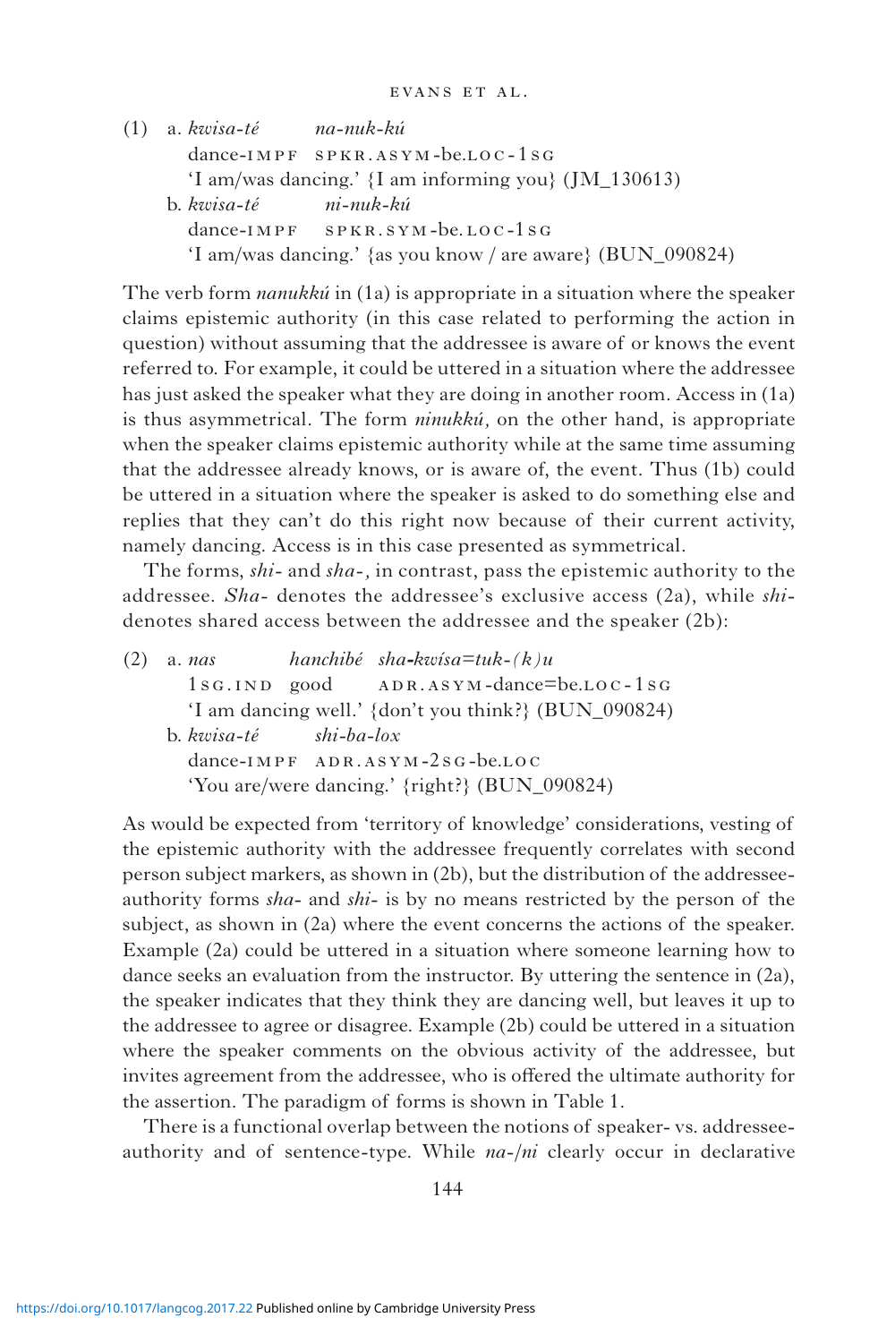(1) a. *kwisa-té* *na-nuk-kú*
 dance-IMPF SPKR.ASYM-be.LOC-1SG
 'I am/was dancing.' {I am informing you} (JM_130613)

 b. *kwisa-té* *ni-nuk-kú*
 dance-IMPF SPKR.SYM-be.LOC-1SG
 'I am/was dancing.' {as you know / are aware} (BUN_090824)

The verb form *nanukkú* in (1a) is appropriate in a situation where the speaker claims epistemic authority (in this case related to performing the action in question) without assuming that the addressee is aware of or knows the event referred to. For example, it could be uttered in a situation where the addressee has just asked the speaker what they are doing in another room. Access in (1a) is thus asymmetrical. The form *ninukkú,* on the other hand, is appropriate when the speaker claims epistemic authority while at the same time assuming that the addressee already knows, or is aware of, the event. Thus (1b) could be uttered in a situation where the speaker is asked to do something else and replies that they can't do this right now because of their current activity, namely dancing. Access is in this case presented as symmetrical.

The forms, *shi-* and *sha-,* in contrast, pass the epistemic authority to the addressee. *Sha-* denotes the addressee's exclusive access (2a), while *shi-* denotes shared access between the addressee and the speaker (2b):

(2) a. *nas* *hanchibé* *sha-kwísa=tuk-(k)u*
 1SG.IND good ADR.ASYM-dance=be.LOC-1SG
 'I am dancing well.' {don't you think?} (BUN_090824)

 b. *kwisa-té* *shi-ba-lox*
 dance-IMPF ADR.ASYM-2SG-be.LOC
 'You are/were dancing.' {right?} (BUN_090824)

As would be expected from 'territory of knowledge' considerations, vesting of the epistemic authority with the addressee frequently correlates with second person subject markers, as shown in (2b), but the distribution of the addressee-authority forms *sha-* and *shi-* is by no means restricted by the person of the subject, as shown in (2a) where the event concerns the actions of the speaker. Example (2a) could be uttered in a situation where someone learning how to dance seeks an evaluation from the instructor. By uttering the sentence in (2a), the speaker indicates that they think they are dancing well, but leaves it up to the addressee to agree or disagree. Example (2b) could be uttered in a situation where the speaker comments on the obvious activity of the addressee, but invites agreement from the addressee, who is offered the ultimate authority for the assertion. The paradigm of forms is shown in Table 1.

There is a functional overlap between the notions of speaker- vs. addressee-authority and of sentence-type. While *na-/ni* clearly occur in declarative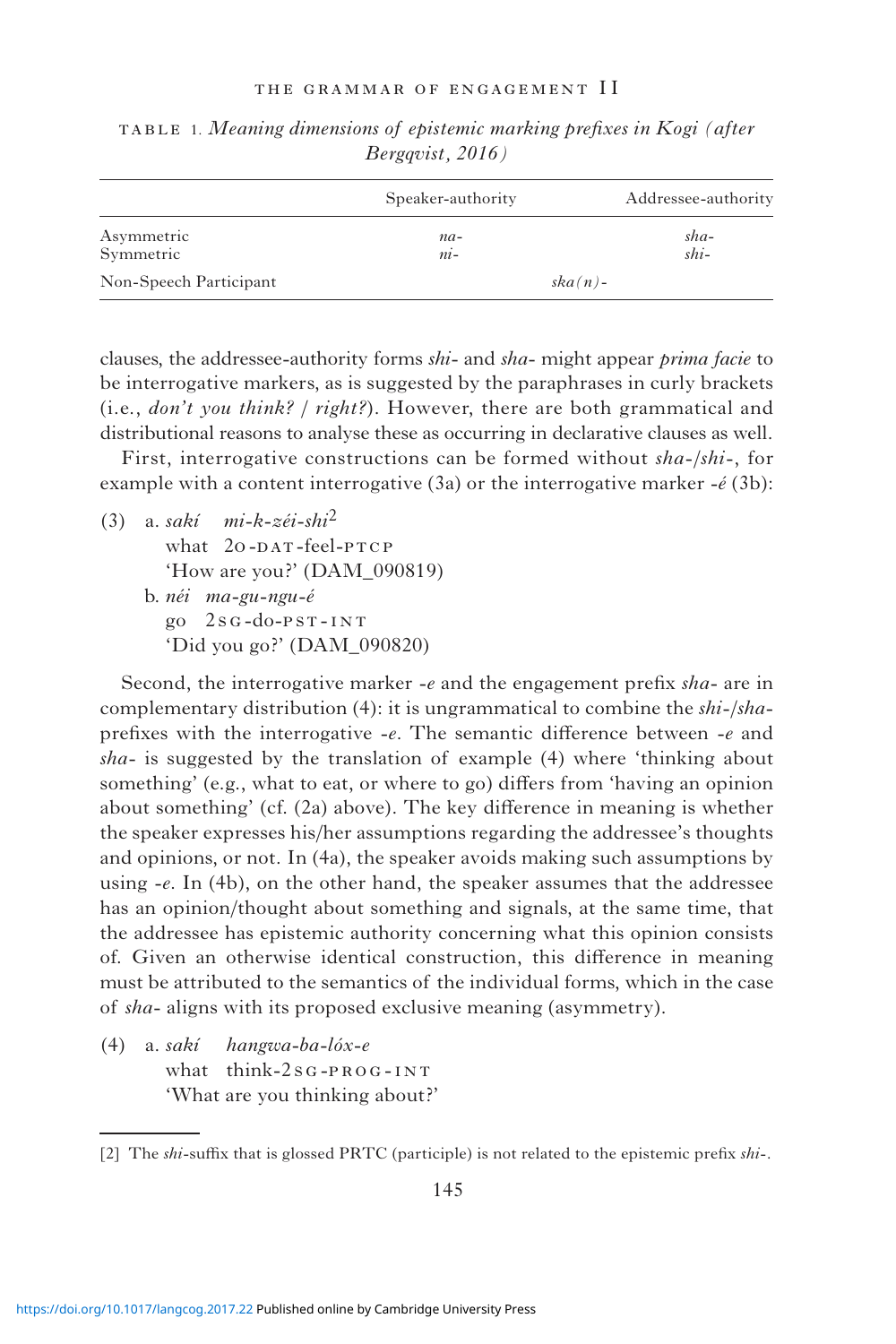TABLE 1. *Meaning dimensions of epistemic marking prefixes in Kogi (after Bergqvist, 2016)*

| | Speaker-authority | Addressee-authority |
|---|---|---|
| Asymmetric | *na-* | *sha-* |
| Symmetric | *ni-* | *shi-* |
| Non-Speech Participant | *ska(n)-* | |

clauses, the addressee-authority forms *shi-* and *sha-* might appear *prima facie* to be interrogative markers, as is suggested by the paraphrases in curly brackets (i.e., *don't you think?* / *right?*). However, there are both grammatical and distributional reasons to analyse these as occurring in declarative clauses as well.

First, interrogative constructions can be formed without *sha-*/*shi-*, for example with a content interrogative (3a) or the interrogative marker *-é* (3b):

(3) a. *sakí mi-k-zéi-shi*[2]
what 2O-DAT-feel-PTCP
'How are you?' (DAM_090819)

b. *néi ma-gu-ngu-é*
go 2SG-do-PST-INT
'Did you go?' (DAM_090820)

Second, the interrogative marker *-e* and the engagement prefix *sha-* are in complementary distribution (4): it is ungrammatical to combine the *shi-*/*sha-* prefixes with the interrogative *-e*. The semantic difference between *-e* and *sha-* is suggested by the translation of example (4) where 'thinking about something' (e.g., what to eat, or where to go) differs from 'having an opinion about something' (cf. (2a) above). The key difference in meaning is whether the speaker expresses his/her assumptions regarding the addressee's thoughts and opinions, or not. In (4a), the speaker avoids making such assumptions by using *-e*. In (4b), on the other hand, the speaker assumes that the addressee has an opinion/thought about something and signals, at the same time, that the addressee has epistemic authority concerning what this opinion consists of. Given an otherwise identical construction, this difference in meaning must be attributed to the semantics of the individual forms, which in the case of *sha-* aligns with its proposed exclusive meaning (asymmetry).

(4) a. *sakí hangwa-ba-lóx-e*
what think-2SG-PROG-INT
'What are you thinking about?'

[2] The *shi*-suffix that is glossed PRTC (participle) is not related to the epistemic prefix *shi-*.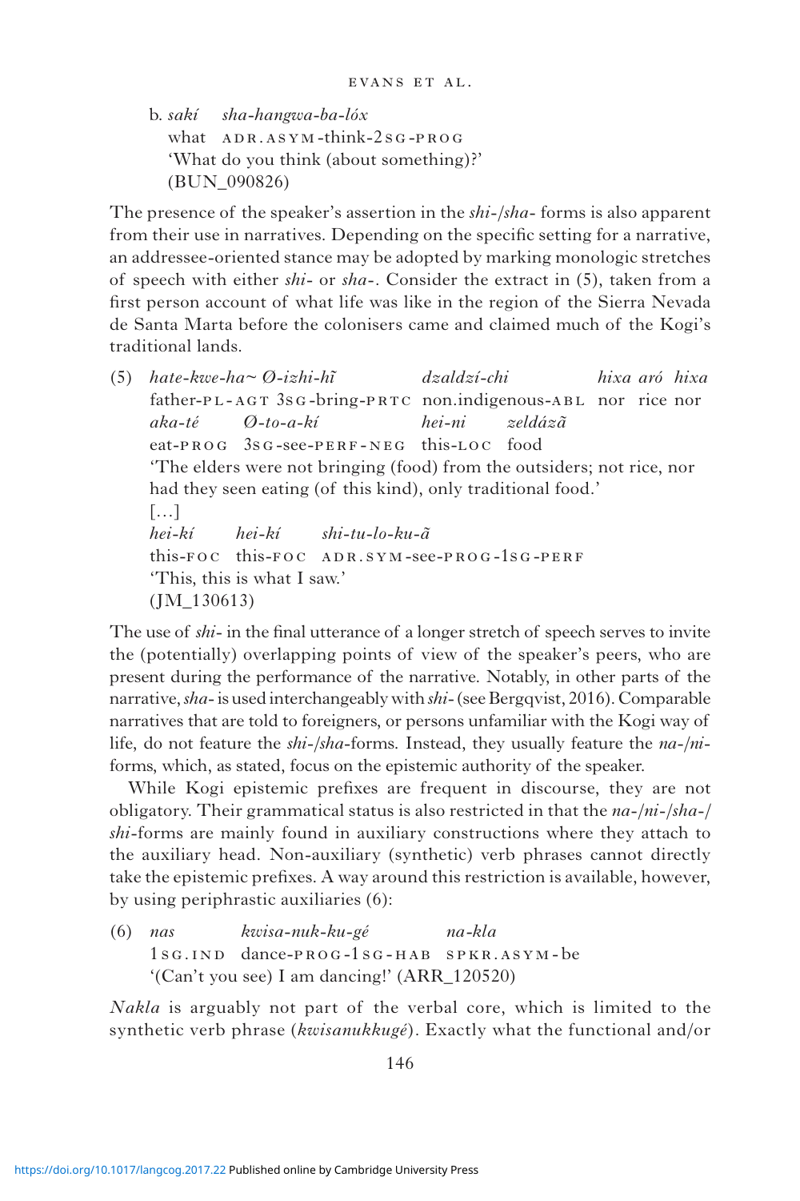b. *sakí* *sha-hangwa-ba-lóx*
   what ADR.ASYM-think-2SG-PROG
   'What do you think (about something)?'
   (BUN_090826)

The presence of the speaker's assertion in the *shi-*/*sha-* forms is also apparent from their use in narratives. Depending on the specific setting for a narrative, an addressee-oriented stance may be adopted by marking monologic stretches of speech with either *shi-* or *sha-*. Consider the extract in (5), taken from a first person account of what life was like in the region of the Sierra Nevada de Santa Marta before the colonisers came and claimed much of the Kogi's traditional lands.

(5) *hate-kwe-ha~ Ø-izhi-hĩ* *dzaldzí-chi* *hixa aró hixa*
    father-PL-AGT 3SG-bring-PRTC non.indigenous-ABL nor rice nor
    *aka-té* *Ø-to-a-kí* *hei-ni* *zeldázã*
    eat-PROG 3SG-see-PERF-NEG this-LOC food
    'The elders were not bringing (food) from the outsiders; not rice, nor had they seen eating (of this kind), only traditional food.'
    [...]
    *hei-kí* *hei-kí* *shi-tu-lo-ku-ã*
    this-FOC this-FOC ADR.SYM-see-PROG-1SG-PERF
    'This, this is what I saw.'
    (JM_130613)

The use of *shi-* in the final utterance of a longer stretch of speech serves to invite the (potentially) overlapping points of view of the speaker's peers, who are present during the performance of the narrative. Notably, in other parts of the narrative, *sha-* is used interchangeably with *shi-* (see Bergqvist, 2016). Comparable narratives that are told to foreigners, or persons unfamiliar with the Kogi way of life, do not feature the *shi-*/*sha-*forms. Instead, they usually feature the *na-*/*ni-*forms, which, as stated, focus on the epistemic authority of the speaker.

While Kogi epistemic prefixes are frequent in discourse, they are not obligatory. Their grammatical status is also restricted in that the *na-*/*ni-*/*sha-*/*shi-*forms are mainly found in auxiliary constructions where they attach to the auxiliary head. Non-auxiliary (synthetic) verb phrases cannot directly take the epistemic prefixes. A way around this restriction is available, however, by using periphrastic auxiliaries (6):

(6) *nas* *kwisa-nuk-ku-gé* *na-kla*
    1SG.IND dance-PROG-1SG-HAB SPKR.ASYM-be
    '(Can't you see) I am dancing!' (ARR_120520)

*Nakla* is arguably not part of the verbal core, which is limited to the synthetic verb phrase (*kwisanukkugé*). Exactly what the functional and/or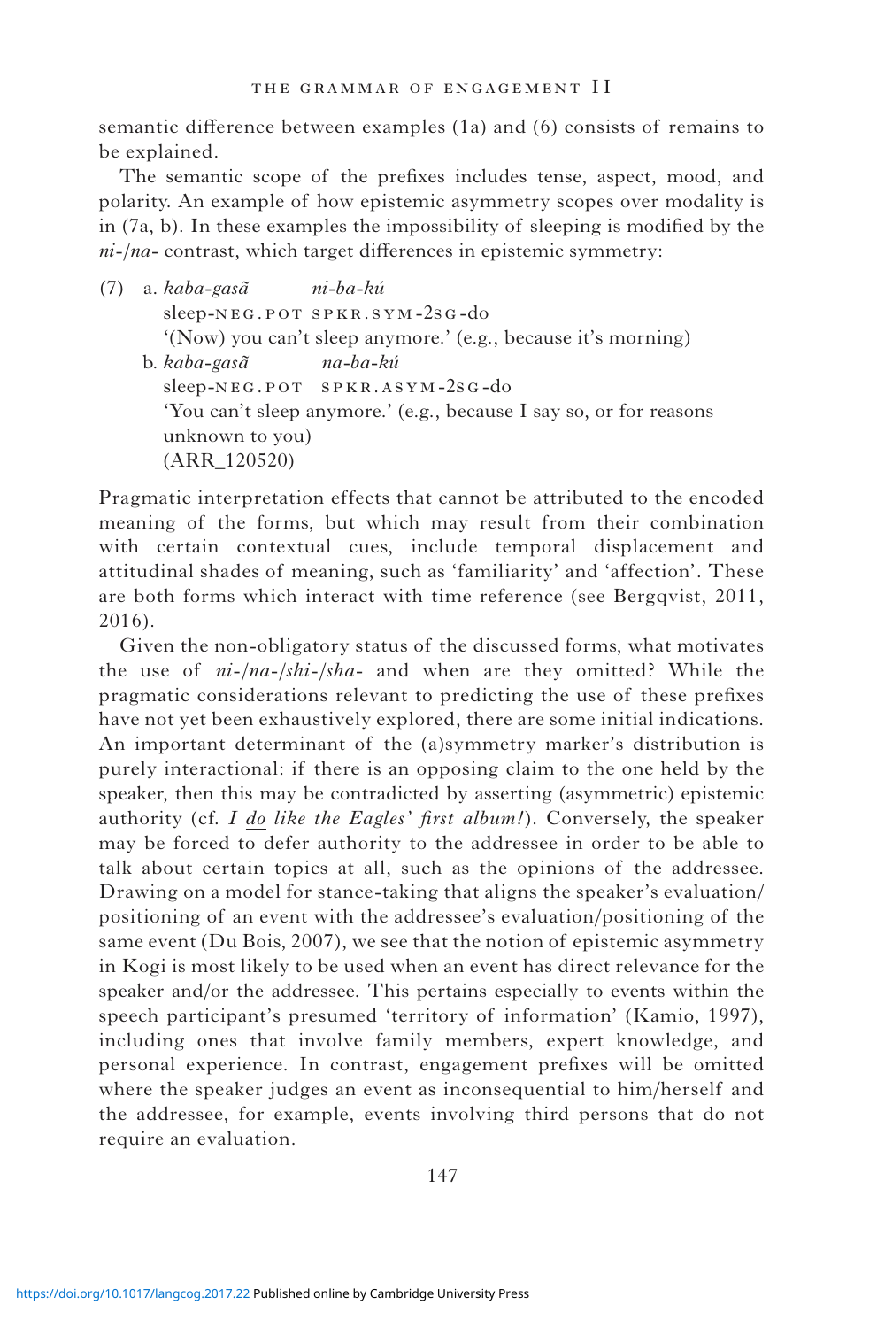semantic difference between examples (1a) and (6) consists of remains to be explained.

The semantic scope of the prefixes includes tense, aspect, mood, and polarity. An example of how epistemic asymmetry scopes over modality is in (7a, b). In these examples the impossibility of sleeping is modified by the *ni-*/*na-* contrast, which target differences in epistemic symmetry:

(7) a. *kaba-gasã* *ni-ba-kú*
sleep-NEG.POT SPKR.SYM-2SG-do
'(Now) you can't sleep anymore.' (e.g., because it's morning)

b. *kaba-gasã* *na-ba-kú*
sleep-NEG.POT SPKR.ASYM-2SG-do
'You can't sleep anymore.' (e.g., because I say so, or for reasons unknown to you)
(ARR_120520)

Pragmatic interpretation effects that cannot be attributed to the encoded meaning of the forms, but which may result from their combination with certain contextual cues, include temporal displacement and attitudinal shades of meaning, such as 'familiarity' and 'affection'. These are both forms which interact with time reference (see Bergqvist, 2011, 2016).

Given the non-obligatory status of the discussed forms, what motivates the use of *ni-*/*na-*/*shi-*/*sha-* and when are they omitted? While the pragmatic considerations relevant to predicting the use of these prefixes have not yet been exhaustively explored, there are some initial indications. An important determinant of the (a)symmetry marker's distribution is purely interactional: if there is an opposing claim to the one held by the speaker, then this may be contradicted by asserting (asymmetric) epistemic authority (cf. *I do like the Eagles' first album!*). Conversely, the speaker may be forced to defer authority to the addressee in order to be able to talk about certain topics at all, such as the opinions of the addressee. Drawing on a model for stance-taking that aligns the speaker's evaluation/positioning of an event with the addressee's evaluation/positioning of the same event (Du Bois, 2007), we see that the notion of epistemic asymmetry in Kogi is most likely to be used when an event has direct relevance for the speaker and/or the addressee. This pertains especially to events within the speech participant's presumed 'territory of information' (Kamio, 1997), including ones that involve family members, expert knowledge, and personal experience. In contrast, engagement prefixes will be omitted where the speaker judges an event as inconsequential to him/herself and the addressee, for example, events involving third persons that do not require an evaluation.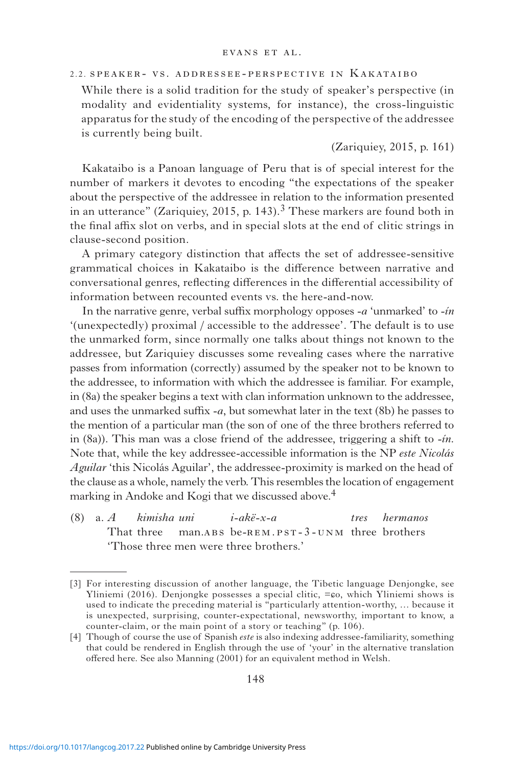## 2.2. Speaker- vs. addressee-perspective in Kakataibo

> While there is a solid tradition for the study of speaker's perspective (in modality and evidentiality systems, for instance), the cross-linguistic apparatus for the study of the encoding of the perspective of the addressee is currently being built.
>
> (Zariquiey, 2015, p. 161)

Kakataibo is a Panoan language of Peru that is of special interest for the number of markers it devotes to encoding "the expectations of the speaker about the perspective of the addressee in relation to the information presented in an utterance" (Zariquiey, 2015, p. 143).[3] These markers are found both in the final affix slot on verbs, and in special slots at the end of clitic strings in clause-second position.

A primary category distinction that affects the set of addressee-sensitive grammatical choices in Kakataibo is the difference between narrative and conversational genres, reflecting differences in the differential accessibility of information between recounted events vs. the here-and-now.

In the narrative genre, verbal suffix morphology opposes *-a* 'unmarked' to *-ín* '(unexpectedly) proximal / accessible to the addressee'. The default is to use the unmarked form, since normally one talks about things not known to the addressee, but Zariquiey discusses some revealing cases where the narrative passes from information (correctly) assumed by the speaker not to be known to the addressee, to information with which the addressee is familiar. For example, in (8a) the speaker begins a text with clan information unknown to the addressee, and uses the unmarked suffix *-a*, but somewhat later in the text (8b) he passes to the mention of a particular man (the son of one of the three brothers referred to in (8a)). This man was a close friend of the addressee, triggering a shift to *-ín*. Note that, while the key addressee-accessible information is the NP *este Nicolás Aguilar* 'this Nicolás Aguilar', the addressee-proximity is marked on the head of the clause as a whole, namely the verb. This resembles the location of engagement marking in Andoke and Kogi that we discussed above.[4]

(8) a. *A* *kimisha* *uni* *i-akë-x-a* *tres* *hermanos*
That three man.ABS be-REM.PST-3-UNM three brothers
'Those three men were three brothers.'

---

[3] For interesting discussion of another language, the Tibetic language Denjongke, see Yliniemi (2016). Denjongke possesses a special clitic, =ɕo, which Yliniemi shows is used to indicate the preceding material is "particularly attention-worthy, … because it is unexpected, surprising, counter-expectational, newsworthy, important to know, a counter-claim, or the main point of a story or teaching" (p. 106).

[4] Though of course the use of Spanish *este* is also indexing addressee-familiarity, something that could be rendered in English through the use of 'your' in the alternative translation offered here. See also Manning (2001) for an equivalent method in Welsh.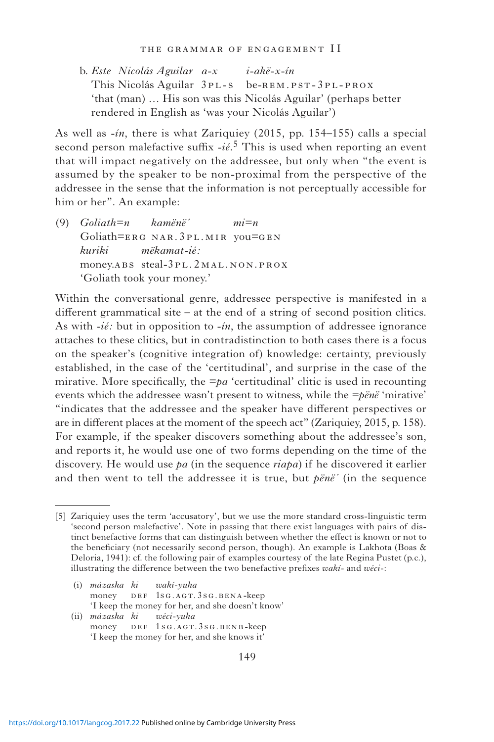b. *Este Nicolás Aguilar a-x i-akë-x-ín*
   This Nicolás Aguilar 3PL-S be-REM.PST-3PL-PROX
   'that (man) … His son was this Nicolás Aguilar' (perhaps better rendered in English as 'was your Nicolás Aguilar')

As well as *-ín*, there is what Zariquiey (2015, pp. 154–155) calls a special second person malefactive suffix *-ié*.[5] This is used when reporting an event that will impact negatively on the addressee, but only when "the event is assumed by the speaker to be non-proximal from the perspective of the addressee in the sense that the information is not perceptually accessible for him or her". An example:

(9) *Goliath=n kamënë´ mi=n*
    Goliath=ERG NAR.3PL.MIR you=GEN
    *kuriki mëkamat-ié:*
    money.ABS steal-3PL.2MAL.NON.PROX
    'Goliath took your money.'

Within the conversational genre, addressee perspective is manifested in a different grammatical site – at the end of a string of second position clitics. As with *-ié:* but in opposition to *-ín*, the assumption of addressee ignorance attaches to these clitics, but in contradistinction to both cases there is a focus on the speaker's (cognitive integration of) knowledge: certainty, previously established, in the case of the 'certitudinal', and surprise in the case of the mirative. More specifically, the *=pa* 'certitudinal' clitic is used in recounting events which the addressee wasn't present to witness, while the *=pënë* 'mirative' "indicates that the addressee and the speaker have different perspectives or are in different places at the moment of the speech act" (Zariquiey, 2015, p. 158). For example, if the speaker discovers something about the addressee's son, and reports it, he would use one of two forms depending on the time of the discovery. He would use *pa* (in the sequence *riapa*) if he discovered it earlier and then went to tell the addressee it is true, but *pënë´* (in the sequence

---

[5] Zariquiey uses the term 'accusatory', but we use the more standard cross-linguistic term 'second person malefactive'. Note in passing that there exist languages with pairs of distinct benefactive forms that can distinguish between whether the effect is known or not to the beneficiary (not necessarily second person, though). An example is Lakhota (Boas & Deloria, 1941): cf. the following pair of examples courtesy of the late Regina Pustet (p.c.), illustrating the difference between the two benefactive prefixes *wakí-* and *wéci-*:

(i) *mázaska ki wakí-yuha*
    money DEF 1SG.AGT.3SG.BENA-keep
    'I keep the money for her, and she doesn't know'

(ii) *mázaska ki wéci-yuha*
    money DEF 1SG.AGT.3SG.BENB-keep
    'I keep the money for her, and she knows it'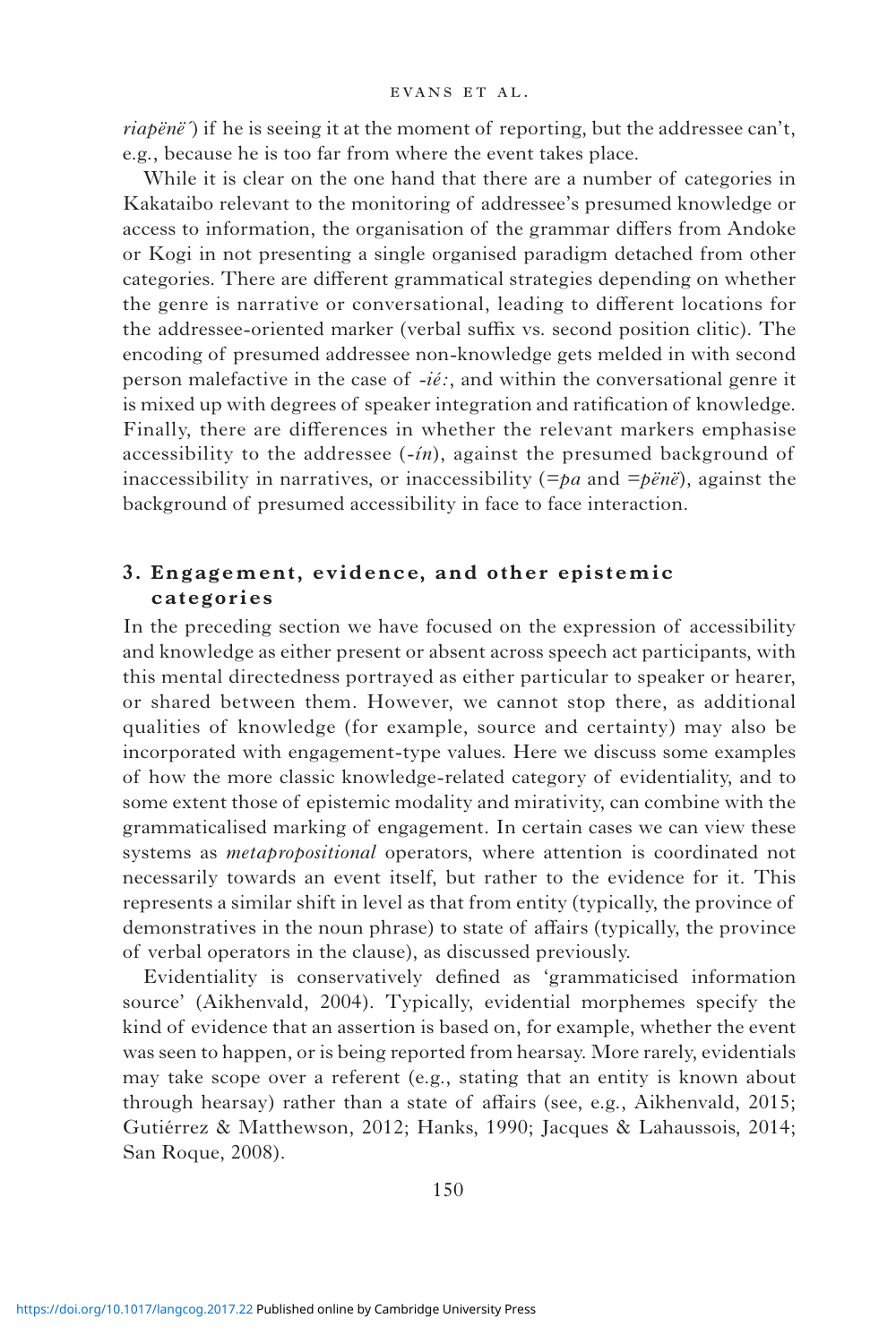*riapënë´*) if he is seeing it at the moment of reporting, but the addressee can't, e.g., because he is too far from where the event takes place.

While it is clear on the one hand that there are a number of categories in Kakataibo relevant to the monitoring of addressee's presumed knowledge or access to information, the organisation of the grammar differs from Andoke or Kogi in not presenting a single organised paradigm detached from other categories. There are different grammatical strategies depending on whether the genre is narrative or conversational, leading to different locations for the addressee-oriented marker (verbal suffix vs. second position clitic). The encoding of presumed addressee non-knowledge gets melded in with second person malefactive in the case of *-ié:*, and within the conversational genre it is mixed up with degrees of speaker integration and ratification of knowledge. Finally, there are differences in whether the relevant markers emphasise accessibility to the addressee (*-ín*), against the presumed background of inaccessibility in narratives, or inaccessibility (*=þa* and *=þënë*), against the background of presumed accessibility in face to face interaction.

## 3. Engagement, evidence, and other epistemic categories

In the preceding section we have focused on the expression of accessibility and knowledge as either present or absent across speech act participants, with this mental directedness portrayed as either particular to speaker or hearer, or shared between them. However, we cannot stop there, as additional qualities of knowledge (for example, source and certainty) may also be incorporated with engagement-type values. Here we discuss some examples of how the more classic knowledge-related category of evidentiality, and to some extent those of epistemic modality and mirativity, can combine with the grammaticalised marking of engagement. In certain cases we can view these systems as *metapropositional* operators, where attention is coordinated not necessarily towards an event itself, but rather to the evidence for it. This represents a similar shift in level as that from entity (typically, the province of demonstratives in the noun phrase) to state of affairs (typically, the province of verbal operators in the clause), as discussed previously.

Evidentiality is conservatively defined as 'grammaticised information source' (Aikhenvald, 2004). Typically, evidential morphemes specify the kind of evidence that an assertion is based on, for example, whether the event was seen to happen, or is being reported from hearsay. More rarely, evidentials may take scope over a referent (e.g., stating that an entity is known about through hearsay) rather than a state of affairs (see, e.g., Aikhenvald, 2015; Gutiérrez & Matthewson, 2012; Hanks, 1990; Jacques & Lahaussois, 2014; San Roque, 2008).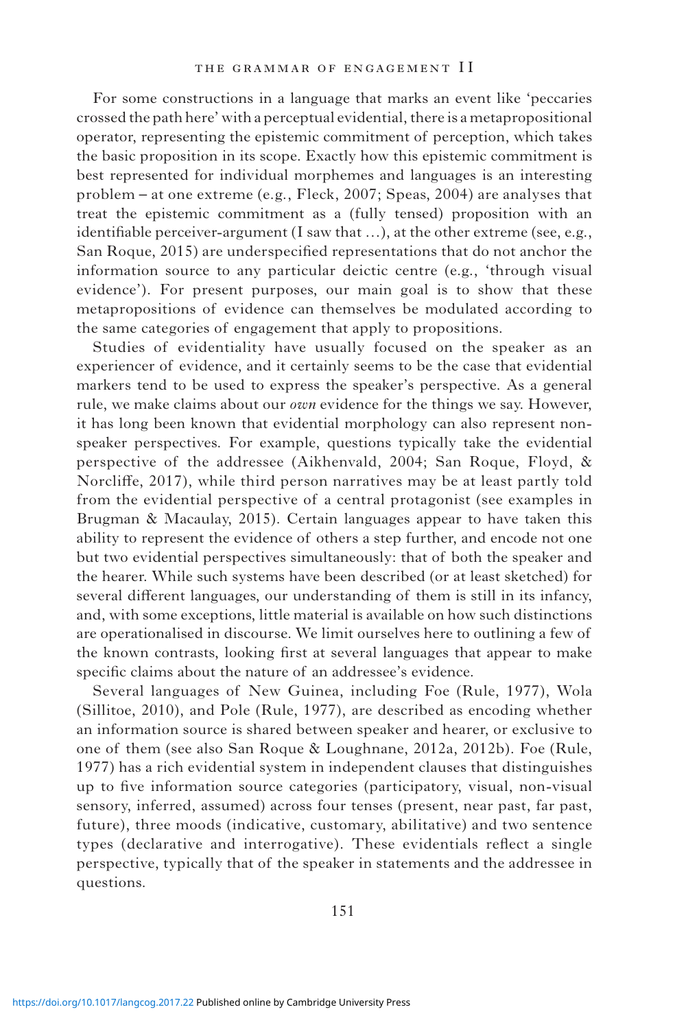For some constructions in a language that marks an event like 'peccaries crossed the path here' with a perceptual evidential, there is a metapropositional operator, representing the epistemic commitment of perception, which takes the basic proposition in its scope. Exactly how this epistemic commitment is best represented for individual morphemes and languages is an interesting problem – at one extreme (e.g., Fleck, 2007; Speas, 2004) are analyses that treat the epistemic commitment as a (fully tensed) proposition with an identifiable perceiver-argument (I saw that …), at the other extreme (see, e.g., San Roque, 2015) are underspecified representations that do not anchor the information source to any particular deictic centre (e.g., 'through visual evidence'). For present purposes, our main goal is to show that these metapropositions of evidence can themselves be modulated according to the same categories of engagement that apply to propositions.

Studies of evidentiality have usually focused on the speaker as an experiencer of evidence, and it certainly seems to be the case that evidential markers tend to be used to express the speaker's perspective. As a general rule, we make claims about our *own* evidence for the things we say. However, it has long been known that evidential morphology can also represent non-speaker perspectives. For example, questions typically take the evidential perspective of the addressee (Aikhenvald, 2004; San Roque, Floyd, & Norcliffe, 2017), while third person narratives may be at least partly told from the evidential perspective of a central protagonist (see examples in Brugman & Macaulay, 2015). Certain languages appear to have taken this ability to represent the evidence of others a step further, and encode not one but two evidential perspectives simultaneously: that of both the speaker and the hearer. While such systems have been described (or at least sketched) for several different languages, our understanding of them is still in its infancy, and, with some exceptions, little material is available on how such distinctions are operationalised in discourse. We limit ourselves here to outlining a few of the known contrasts, looking first at several languages that appear to make specific claims about the nature of an addressee's evidence.

Several languages of New Guinea, including Foe (Rule, 1977), Wola (Sillitoe, 2010), and Pole (Rule, 1977), are described as encoding whether an information source is shared between speaker and hearer, or exclusive to one of them (see also San Roque & Loughnane, 2012a, 2012b). Foe (Rule, 1977) has a rich evidential system in independent clauses that distinguishes up to five information source categories (participatory, visual, non-visual sensory, inferred, assumed) across four tenses (present, near past, far past, future), three moods (indicative, customary, abilitative) and two sentence types (declarative and interrogative). These evidentials reflect a single perspective, typically that of the speaker in statements and the addressee in questions.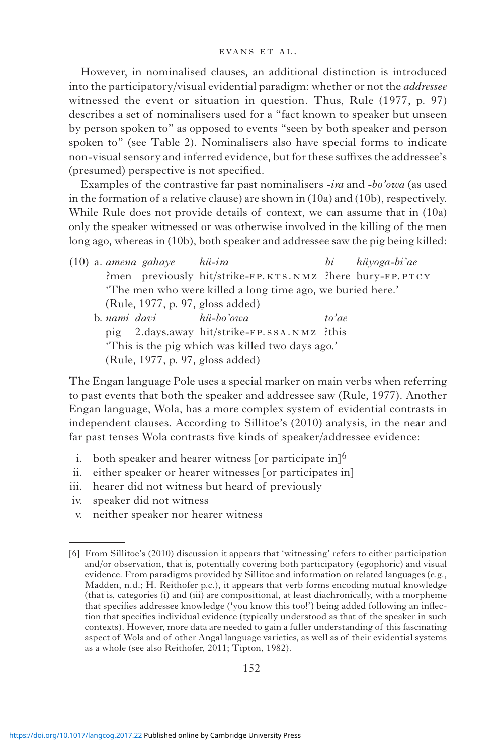However, in nominalised clauses, an additional distinction is introduced into the participatory/visual evidential paradigm: whether or not the *addressee* witnessed the event or situation in question. Thus, Rule (1977, p. 97) describes a set of nominalisers used for a "fact known to speaker but unseen by person spoken to" as opposed to events "seen by both speaker and person spoken to" (see Table 2). Nominalisers also have special forms to indicate non-visual sensory and inferred evidence, but for these suffixes the addressee's (presumed) perspective is not specified.

Examples of the contrastive far past nominalisers *-ira* and *-bo'owa* (as used in the formation of a relative clause) are shown in (10a) and (10b), respectively. While Rule does not provide details of context, we can assume that in (10a) only the speaker witnessed or was otherwise involved in the killing of the men long ago, whereas in (10b), both speaker and addressee saw the pig being killed:

(10) a. *amena gahaye hü-ira bi hüyoga-bi'ae*
?men previously hit/strike-FP.KTS.NMZ ?here bury-FP.PTCY
'The men who were killed a long time ago, we buried here.'
(Rule, 1977, p. 97, gloss added)

b. *nami davi hü-bo'owa to'ae*
pig 2.days.away hit/strike-FP.SSA.NMZ ?this
'This is the pig which was killed two days ago.'
(Rule, 1977, p. 97, gloss added)

The Engan language Pole uses a special marker on main verbs when referring to past events that both the speaker and addressee saw (Rule, 1977). Another Engan language, Wola, has a more complex system of evidential contrasts in independent clauses. According to Sillitoe's (2010) analysis, in the near and far past tenses Wola contrasts five kinds of speaker/addressee evidence:

i. both speaker and hearer witness [or participate in][6]
ii. either speaker or hearer witnesses [or participates in]
iii. hearer did not witness but heard of previously
iv. speaker did not witness
v. neither speaker nor hearer witness

[6] From Sillitoe's (2010) discussion it appears that 'witnessing' refers to either participation and/or observation, that is, potentially covering both participatory (egophoric) and visual evidence. From paradigms provided by Sillitoe and information on related languages (e.g., Madden, n.d.; H. Reithofer p.c.), it appears that verb forms encoding mutual knowledge (that is, categories (i) and (iii) are compositional, at least diachronically, with a morpheme that specifies addressee knowledge ('you know this too!') being added following an inflection that specifies individual evidence (typically understood as that of the speaker in such contexts). However, more data are needed to gain a fuller understanding of this fascinating aspect of Wola and of other Angal language varieties, as well as of their evidential systems as a whole (see also Reithofer, 2011; Tipton, 1982).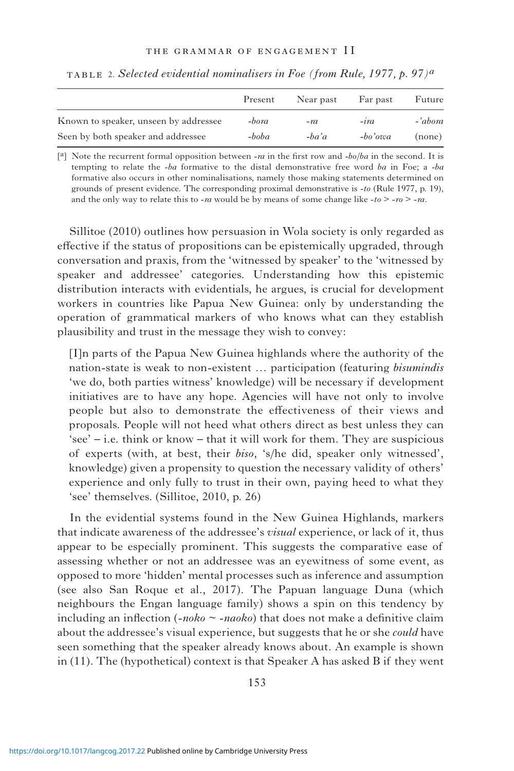TABLE 2. *Selected evidential nominalisers in Foe (from Rule, 1977, p. 97)*[a]

| | Present | Near past | Far past | Future |
|---|---|---|---|---|
| Known to speaker, unseen by addressee | *-bora* | *-ra* | *-ira* | *-'abora* |
| Seen by both speaker and addressee | *-boba* | *-ba'a* | *-bo'owa* | (none) |

[a] Note the recurrent formal opposition between *-ra* in the first row and *-bo*/*ba* in the second. It is tempting to relate the *-ba* formative to the distal demonstrative free word *ba* in Foe; a *-ba* formative also occurs in other nominalisations, namely those making statements determined on grounds of present evidence. The corresponding proximal demonstrative is *-to* (Rule 1977, p. 19), and the only way to relate this to *-ra* would be by means of some change like *-to* > *-ro* > *-ra*.

Sillitoe (2010) outlines how persuasion in Wola society is only regarded as effective if the status of propositions can be epistemically upgraded, through conversation and praxis, from the 'witnessed by speaker' to the 'witnessed by speaker and addressee' categories. Understanding how this epistemic distribution interacts with evidentials, he argues, is crucial for development workers in countries like Papua New Guinea: only by understanding the operation of grammatical markers of who knows what can they establish plausibility and trust in the message they wish to convey:

> [I]n parts of the Papua New Guinea highlands where the authority of the nation-state is weak to non-existent … participation (featuring *bisumindis* 'we do, both parties witness' knowledge) will be necessary if development initiatives are to have any hope. Agencies will have not only to involve people but also to demonstrate the effectiveness of their views and proposals. People will not heed what others direct as best unless they can 'see' – i.e. think or know – that it will work for them. They are suspicious of experts (with, at best, their *biso*, 's/he did, speaker only witnessed', knowledge) given a propensity to question the necessary validity of others' experience and only fully to trust in their own, paying heed to what they 'see' themselves. (Sillitoe, 2010, p. 26)

In the evidential systems found in the New Guinea Highlands, markers that indicate awareness of the addressee's *visual* experience, or lack of it, thus appear to be especially prominent. This suggests the comparative ease of assessing whether or not an addressee was an eyewitness of some event, as opposed to more 'hidden' mental processes such as inference and assumption (see also San Roque et al., 2017). The Papuan language Duna (which neighbours the Engan language family) shows a spin on this tendency by including an inflection (*-noko* ~ *-naoko*) that does not make a definitive claim about the addressee's visual experience, but suggests that he or she *could* have seen something that the speaker already knows about. An example is shown in (11). The (hypothetical) context is that Speaker A has asked B if they went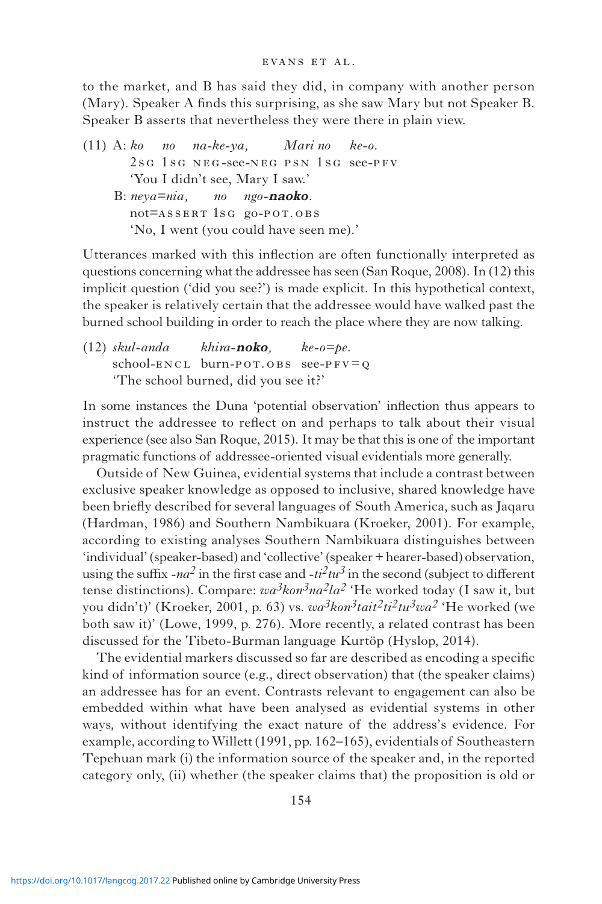to the market, and B has said they did, in company with another person (Mary). Speaker A finds this surprising, as she saw Mary but not Speaker B. Speaker B asserts that nevertheless they were there in plain view.

(11) A: *ko* *no* *na-ke-ya,* *Mari no* *ke-o.*
2SG 1SG NEG-see-NEG PSN 1SG see-PFV
'You I didn't see, Mary I saw.'

B: *neya=nia,* *no* *ngo-**naoko**.*
not=ASSERT 1SG go-POT.OBS
'No, I went (you could have seen me).'

Utterances marked with this inflection are often functionally interpreted as questions concerning what the addressee has seen (San Roque, 2008). In (12) this implicit question ('did you see?') is made explicit. In this hypothetical context, the speaker is relatively certain that the addressee would have walked past the burned school building in order to reach the place where they are now talking.

(12) *skul-anda* *khira-**noko**,* *ke-o=pe.*
school-ENCL burn-POT.OBS see-PFV=Q
'The school burned, did you see it?'

In some instances the Duna 'potential observation' inflection thus appears to instruct the addressee to reflect on and perhaps to talk about their visual experience (see also San Roque, 2015). It may be that this is one of the important pragmatic functions of addressee-oriented visual evidentials more generally.

Outside of New Guinea, evidential systems that include a contrast between exclusive speaker knowledge as opposed to inclusive, shared knowledge have been briefly described for several languages of South America, such as Jaqaru (Hardman, 1986) and Southern Nambikuara (Kroeker, 2001). For example, according to existing analyses Southern Nambikuara distinguishes between 'individual' (speaker-based) and 'collective' (speaker + hearer-based) observation, using the suffix *-na²* in the first case and *-ti²tu³* in the second (subject to different tense distinctions). Compare: *wa³kon³na²la²* 'He worked today (I saw it, but you didn't)' (Kroeker, 2001, p. 63) vs. *wa³kon³tait²ti²tu³wa²* 'He worked (we both saw it)' (Lowe, 1999, p. 276). More recently, a related contrast has been discussed for the Tibeto-Burman language Kurtöp (Hyslop, 2014).

The evidential markers discussed so far are described as encoding a specific kind of information source (e.g., direct observation) that (the speaker claims) an addressee has for an event. Contrasts relevant to engagement can also be embedded within what have been analysed as evidential systems in other ways, without identifying the exact nature of the address's evidence. For example, according to Willett (1991, pp. 162–165), evidentials of Southeastern Tepehuan mark (i) the information source of the speaker and, in the reported category only, (ii) whether (the speaker claims that) the proposition is old or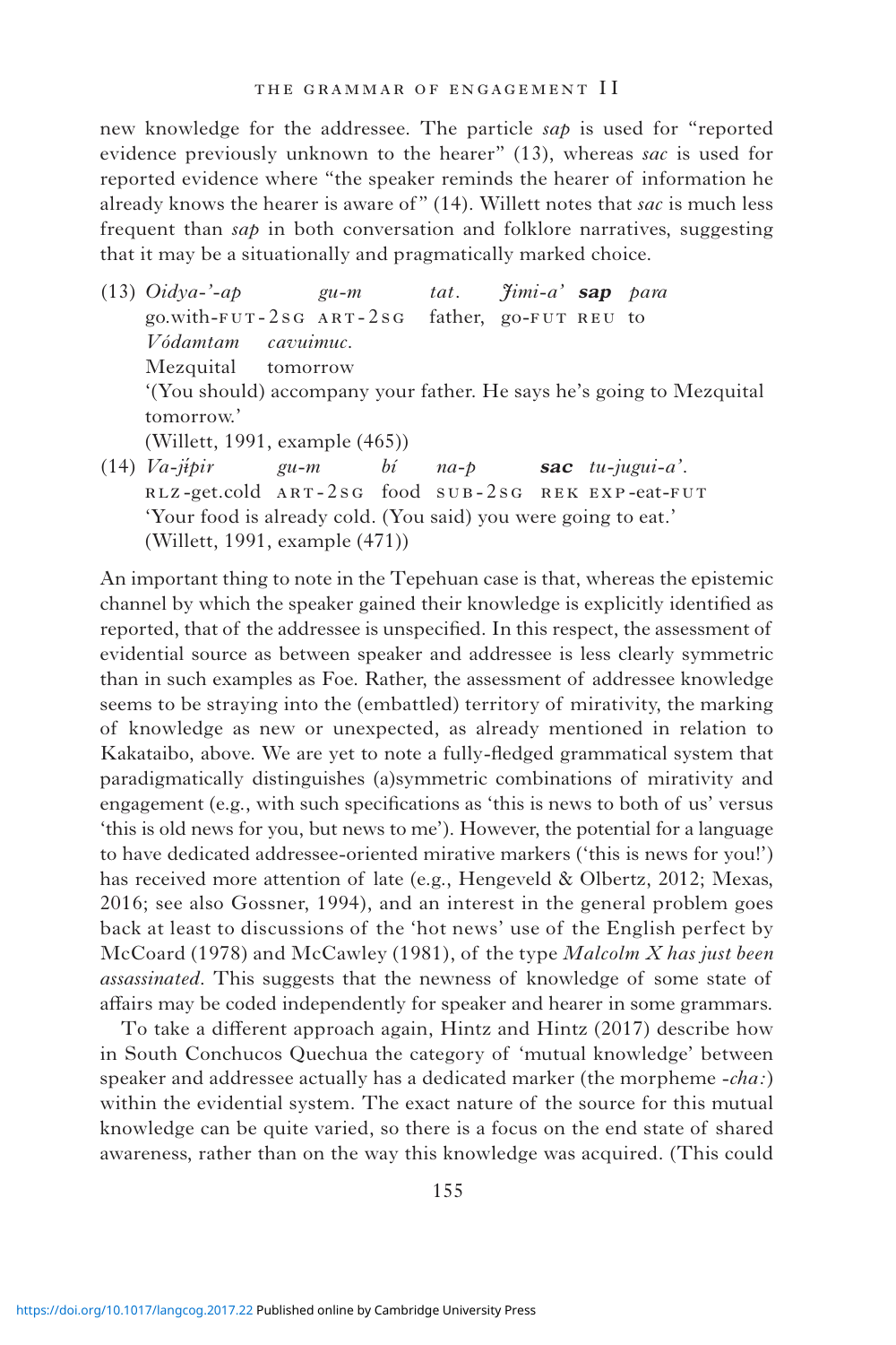new knowledge for the addressee. The particle *sap* is used for "reported evidence previously unknown to the hearer" (13), whereas *sac* is used for reported evidence where "the speaker reminds the hearer of information he already knows the hearer is aware of" (14). Willett notes that *sac* is much less frequent than *sap* in both conversation and folklore narratives, suggesting that it may be a situationally and pragmatically marked choice.

(13) *Oidya-'-ap* *gu-m* *tat*. *Jimi-a'* ***sap*** *para*
go.with-FUT-2SG ART-2SG father, go-FUT REU to
*Vódamtam* *cavuimuc*.
Mezquital tomorrow
'(You should) accompany your father. He says he's going to Mezquital tomorrow.'
(Willett, 1991, example (465))

(14) *Va-jípir* *gu-m* *bí* *na-p* ***sac*** *tu-jugui-a'*.
RLZ-get.cold ART-2SG food SUB-2SG REK EXP-eat-FUT
'Your food is already cold. (You said) you were going to eat.'
(Willett, 1991, example (471))

An important thing to note in the Tepehuan case is that, whereas the epistemic channel by which the speaker gained their knowledge is explicitly identified as reported, that of the addressee is unspecified. In this respect, the assessment of evidential source as between speaker and addressee is less clearly symmetric than in such examples as Foe. Rather, the assessment of addressee knowledge seems to be straying into the (embattled) territory of mirativity, the marking of knowledge as new or unexpected, as already mentioned in relation to Kakataibo, above. We are yet to note a fully-fledged grammatical system that paradigmatically distinguishes (a)symmetric combinations of mirativity and engagement (e.g., with such specifications as 'this is news to both of us' versus 'this is old news for you, but news to me'). However, the potential for a language to have dedicated addressee-oriented mirative markers ('this is news for you!') has received more attention of late (e.g., Hengeveld & Olbertz, 2012; Mexas, 2016; see also Gossner, 1994), and an interest in the general problem goes back at least to discussions of the 'hot news' use of the English perfect by McCoard (1978) and McCawley (1981), of the type *Malcolm X has just been assassinated*. This suggests that the newness of knowledge of some state of affairs may be coded independently for speaker and hearer in some grammars.

To take a different approach again, Hintz and Hintz (2017) describe how in South Conchucos Quechua the category of 'mutual knowledge' between speaker and addressee actually has a dedicated marker (the morpheme *-cha:*) within the evidential system. The exact nature of the source for this mutual knowledge can be quite varied, so there is a focus on the end state of shared awareness, rather than on the way this knowledge was acquired. (This could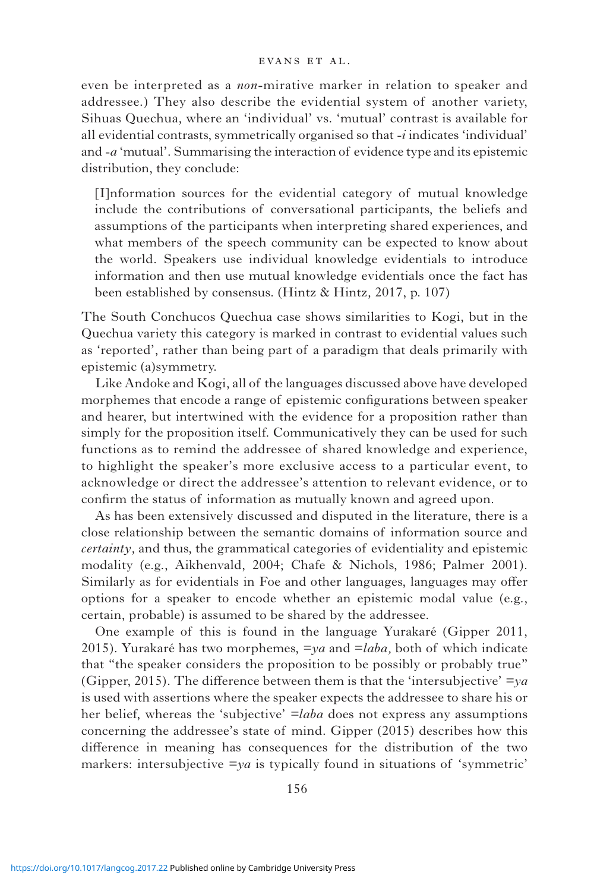even be interpreted as a *non*-mirative marker in relation to speaker and addressee.) They also describe the evidential system of another variety, Sihuas Quechua, where an 'individual' vs. 'mutual' contrast is available for all evidential contrasts, symmetrically organised so that -*i* indicates 'individual' and -*a* 'mutual'. Summarising the interaction of evidence type and its epistemic distribution, they conclude:

> [I]nformation sources for the evidential category of mutual knowledge include the contributions of conversational participants, the beliefs and assumptions of the participants when interpreting shared experiences, and what members of the speech community can be expected to know about the world. Speakers use individual knowledge evidentials to introduce information and then use mutual knowledge evidentials once the fact has been established by consensus. (Hintz & Hintz, 2017, p. 107)

The South Conchucos Quechua case shows similarities to Kogi, but in the Quechua variety this category is marked in contrast to evidential values such as 'reported', rather than being part of a paradigm that deals primarily with epistemic (a)symmetry.

Like Andoke and Kogi, all of the languages discussed above have developed morphemes that encode a range of epistemic configurations between speaker and hearer, but intertwined with the evidence for a proposition rather than simply for the proposition itself. Communicatively they can be used for such functions as to remind the addressee of shared knowledge and experience, to highlight the speaker's more exclusive access to a particular event, to acknowledge or direct the addressee's attention to relevant evidence, or to confirm the status of information as mutually known and agreed upon.

As has been extensively discussed and disputed in the literature, there is a close relationship between the semantic domains of information source and *certainty*, and thus, the grammatical categories of evidentiality and epistemic modality (e.g., Aikhenvald, 2004; Chafe & Nichols, 1986; Palmer 2001). Similarly as for evidentials in Foe and other languages, languages may offer options for a speaker to encode whether an epistemic modal value (e.g., certain, probable) is assumed to be shared by the addressee.

One example of this is found in the language Yurakaré (Gipper 2011, 2015). Yurakaré has two morphemes, *=ya* and *=laba,* both of which indicate that "the speaker considers the proposition to be possibly or probably true" (Gipper, 2015). The difference between them is that the 'intersubjective' *=ya* is used with assertions where the speaker expects the addressee to share his or her belief, whereas the 'subjective' *=laba* does not express any assumptions concerning the addressee's state of mind. Gipper (2015) describes how this difference in meaning has consequences for the distribution of the two markers: intersubjective *=ya* is typically found in situations of 'symmetric'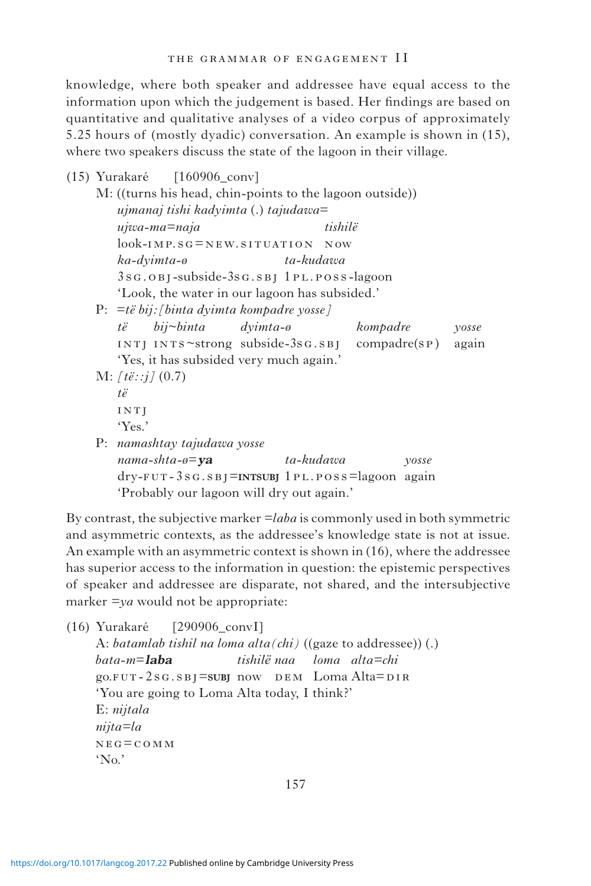knowledge, where both speaker and addressee have equal access to the information upon which the judgement is based. Her findings are based on quantitative and qualitative analyses of a video corpus of approximately 5.25 hours of (mostly dyadic) conversation. An example is shown in (15), where two speakers discuss the state of the lagoon in their village.

(15) Yurakaré [160906_conv]

M: ((turns his head, chin-points to the lagoon outside))
*ujmanaj tishi kadyimta* (.) *tajudawa*=
*ujwa-ma=naja* *tishilë*
look-IMP.SG=NEW.SITUATION NOW
*ka-dyimta-ø* *ta-kudawa*
3SG.OBJ-subside-3SG.SBJ 1PL.POSS-lagoon
'Look, the water in our lagoon has subsided.'

P: *=të bij:[binta dyimta kompadre yosse]*
*të* *bij~binta* *dyimta-ø* *kompadre* *yosse*
INTJ INTS~strong subside-3SG.SBJ compadre(SP) again
'Yes, it has subsided very much again.'

M: *[të::j]* (0.7)
*të*
INTJ
'Yes.'

P: *namashtay tajudawa yosse*
*nama-shta-ø=**ya*** *ta-kudawa* *yosse*
dry-FUT-3SG.SBJ=**INTSUBJ** 1PL.POSS=lagoon again
'Probably our lagoon will dry out again.'

By contrast, the subjective marker =*laba* is commonly used in both symmetric and asymmetric contexts, as the addressee's knowledge state is not at issue. An example with an asymmetric context is shown in (16), where the addressee has superior access to the information in question: the epistemic perspectives of speaker and addressee are disparate, not shared, and the intersubjective marker =*ya* would not be appropriate:

(16) Yurakaré [290906_convI]

A: *batamlab tishil na loma alta(chi)* ((gaze to addressee)) (.)
*bata-m=**laba*** *tishilë naa* *loma alta=chi*
go.FUT-2SG.SBJ=**SUBJ** now DEM Loma Alta=DIR
'You are going to Loma Alta today, I think?'

E: *nijtala*
*nijta=la*
NEG=COMM
'No.'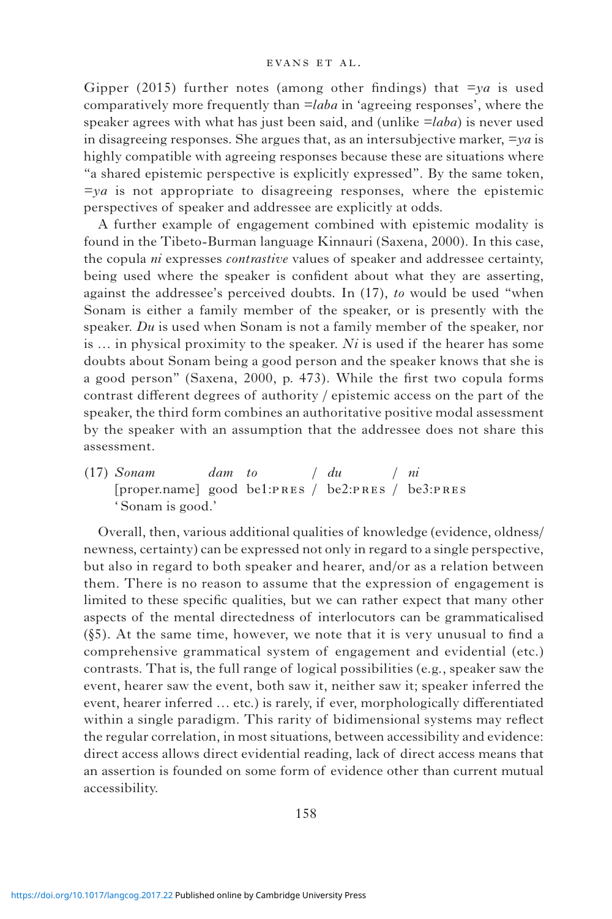Gipper (2015) further notes (among other findings) that *=ya* is used comparatively more frequently than *=laba* in 'agreeing responses', where the speaker agrees with what has just been said, and (unlike *=laba*) is never used in disagreeing responses. She argues that, as an intersubjective marker, *=ya* is highly compatible with agreeing responses because these are situations where "a shared epistemic perspective is explicitly expressed". By the same token, *=ya* is not appropriate to disagreeing responses, where the epistemic perspectives of speaker and addressee are explicitly at odds.

A further example of engagement combined with epistemic modality is found in the Tibeto-Burman language Kinnauri (Saxena, 2000). In this case, the copula *ni* expresses *contrastive* values of speaker and addressee certainty, being used where the speaker is confident about what they are asserting, against the addressee's perceived doubts. In (17), *to* would be used "when Sonam is either a family member of the speaker, or is presently with the speaker. *Du* is used when Sonam is not a family member of the speaker, nor is … in physical proximity to the speaker. *Ni* is used if the hearer has some doubts about Sonam being a good person and the speaker knows that she is a good person" (Saxena, 2000, p. 473). While the first two copula forms contrast different degrees of authority / epistemic access on the part of the speaker, the third form combines an authoritative positive modal assessment by the speaker with an assumption that the addressee does not share this assessment.

(17) *Sonam* *dam* *to* / *du* / *ni*
     [proper.name] good be1:PRES / be2:PRES / be3:PRES
     'Sonam is good.'

Overall, then, various additional qualities of knowledge (evidence, oldness/newness, certainty) can be expressed not only in regard to a single perspective, but also in regard to both speaker and hearer, and/or as a relation between them. There is no reason to assume that the expression of engagement is limited to these specific qualities, but we can rather expect that many other aspects of the mental directedness of interlocutors can be grammaticalised (§5). At the same time, however, we note that it is very unusual to find a comprehensive grammatical system of engagement and evidential (etc.) contrasts. That is, the full range of logical possibilities (e.g., speaker saw the event, hearer saw the event, both saw it, neither saw it; speaker inferred the event, hearer inferred … etc.) is rarely, if ever, morphologically differentiated within a single paradigm. This rarity of bidimensional systems may reflect the regular correlation, in most situations, between accessibility and evidence: direct access allows direct evidential reading, lack of direct access means that an assertion is founded on some form of evidence other than current mutual accessibility.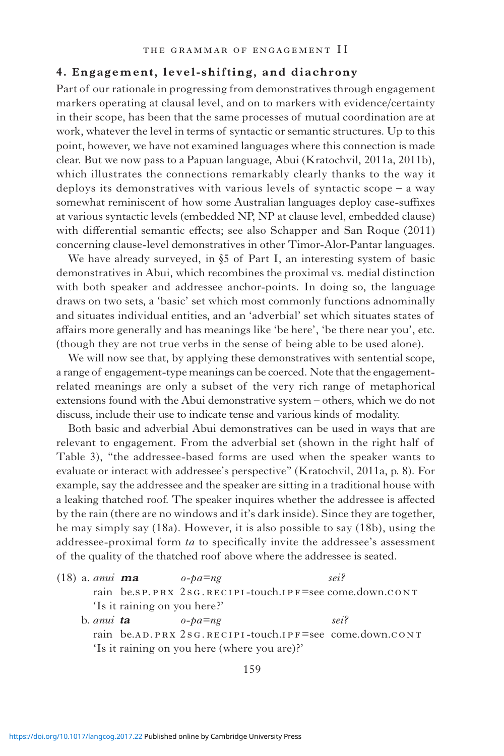## 4. Engagement, level-shifting, and diachrony

Part of our rationale in progressing from demonstratives through engagement markers operating at clausal level, and on to markers with evidence/certainty in their scope, has been that the same processes of mutual coordination are at work, whatever the level in terms of syntactic or semantic structures. Up to this point, however, we have not examined languages where this connection is made clear. But we now pass to a Papuan language, Abui (Kratochvil, 2011a, 2011b), which illustrates the connections remarkably clearly thanks to the way it deploys its demonstratives with various levels of syntactic scope – a way somewhat reminiscent of how some Australian languages deploy case-suffixes at various syntactic levels (embedded NP, NP at clause level, embedded clause) with differential semantic effects; see also Schapper and San Roque (2011) concerning clause-level demonstratives in other Timor-Alor-Pantar languages.

We have already surveyed, in §5 of Part I, an interesting system of basic demonstratives in Abui, which recombines the proximal vs. medial distinction with both speaker and addressee anchor-points. In doing so, the language draws on two sets, a 'basic' set which most commonly functions adnominally and situates individual entities, and an 'adverbial' set which situates states of affairs more generally and has meanings like 'be here', 'be there near you', etc. (though they are not true verbs in the sense of being able to be used alone).

We will now see that, by applying these demonstratives with sentential scope, a range of engagement-type meanings can be coerced. Note that the engagement-related meanings are only a subset of the very rich range of metaphorical extensions found with the Abui demonstrative system – others, which we do not discuss, include their use to indicate tense and various kinds of modality.

Both basic and adverbial Abui demonstratives can be used in ways that are relevant to engagement. From the adverbial set (shown in the right half of Table 3), "the addressee-based forms are used when the speaker wants to evaluate or interact with addressee's perspective" (Kratochvil, 2011a, p. 8). For example, say the addressee and the speaker are sitting in a traditional house with a leaking thatched roof. The speaker inquires whether the addressee is affected by the rain (there are no windows and it's dark inside). Since they are together, he may simply say (18a). However, it is also possible to say (18b), using the addressee-proximal form *ta* to specifically invite the addressee's assessment of the quality of the thatched roof above where the addressee is seated.

(18) a. *anui* ***ma*** *o-pa=ng* *sei?*
rain be.SP.PRX 2SG.RECIPI-touch.IPF=see come.down.CONT
'Is it raining on you here?'

b. *anui* ***ta*** *o-pa=ng* *sei?*
rain be.AD.PRX 2SG.RECIPI-touch.IPF=see come.down.CONT
'Is it raining on you here (where you are)?'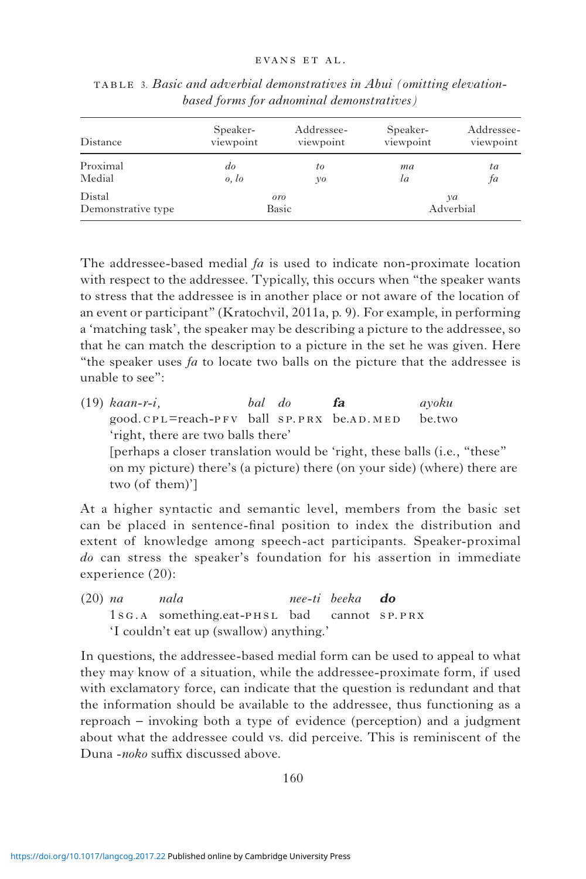TABLE 3. *Basic and adverbial demonstratives in Abui (omitting elevation-based forms for adnominal demonstratives)*

| Distance | Speaker-viewpoint | Addressee-viewpoint | Speaker-viewpoint | Addressee-viewpoint |
|---|---|---|---|---|
| Proximal | *do* | *to* | *ma* | *ta* |
| Medial | *o, lo* | *yo* | *la* | *fa* |
| Distal | *oro* | | *ya* | |
| Demonstrative type | Basic | | Adverbial | |

The addressee-based medial *fa* is used to indicate non-proximate location with respect to the addressee. Typically, this occurs when "the speaker wants to stress that the addressee is in another place or not aware of the location of an event or participant" (Kratochvil, 2011a, p. 9). For example, in performing a 'matching task', the speaker may be describing a picture to the addressee, so that he can match the description to a picture in the set he was given. Here "the speaker uses *fa* to locate two balls on the picture that the addressee is unable to see":

(19) *kaan-r-i,* *bal* *do* ***fa*** *ayoku*
good.CPL=reach-PFV ball SP.PRX be.AD.MED be.two
'right, there are two balls there'
[perhaps a closer translation would be 'right, these balls (i.e., "these" on my picture) there's (a picture) there (on your side) (where) there are two (of them)']

At a higher syntactic and semantic level, members from the basic set can be placed in sentence-final position to index the distribution and extent of knowledge among speech-act participants. Speaker-proximal *do* can stress the speaker's foundation for his assertion in immediate experience (20):

(20) *na* *nala* *nee-ti* *beeka* ***do***
1SG.A something.eat-PHSL bad cannot SP.PRX
'I couldn't eat up (swallow) anything.'

In questions, the addressee-based medial form can be used to appeal to what they may know of a situation, while the addressee-proximate form, if used with exclamatory force, can indicate that the question is redundant and that the information should be available to the addressee, thus functioning as a reproach – invoking both a type of evidence (perception) and a judgment about what the addressee could vs. did perceive. This is reminiscent of the Duna *-noko* suffix discussed above.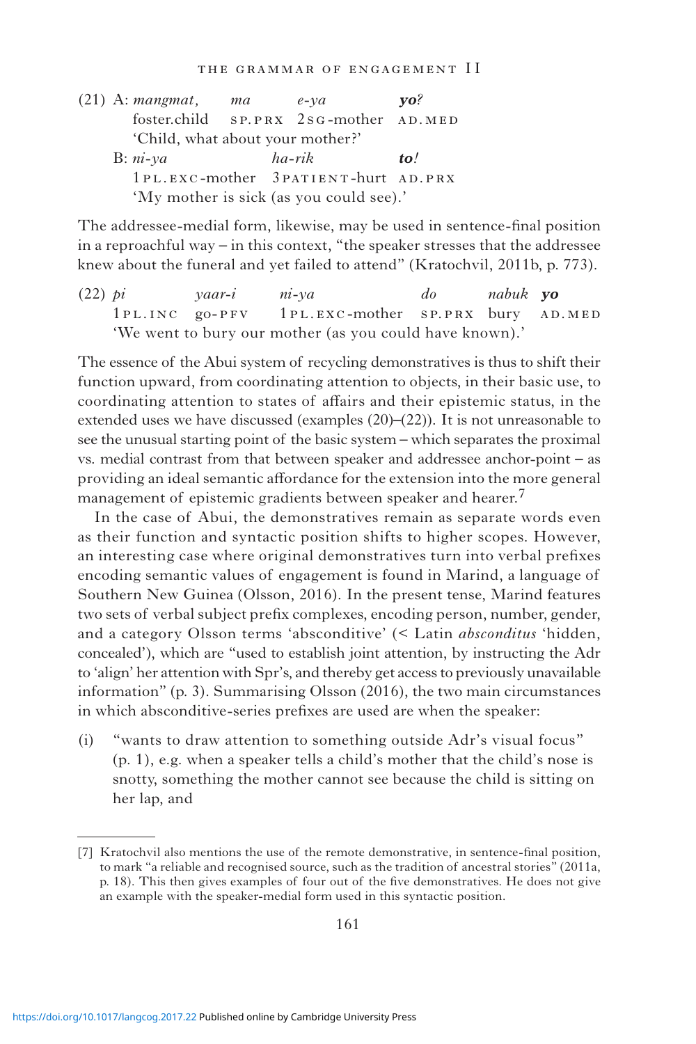(21) A: *mangmat,* *ma* *e-ya* ***yo****?*
foster.child SP.PRX 2SG-mother AD.MED
'Child, what about your mother?'

B: *ni-ya* *ha-rik* ***to****!*
1PL.EXC-mother 3PATIENT-hurt AD.PRX
'My mother is sick (as you could see).'

The addressee-medial form, likewise, may be used in sentence-final position in a reproachful way – in this context, "the speaker stresses that the addressee knew about the funeral and yet failed to attend" (Kratochvil, 2011b, p. 773).

(22) *pi* *yaar-i* *ni-ya* *do* *nabuk* ***yo***
1PL.INC go-PFV 1PL.EXC-mother SP.PRX bury AD.MED
'We went to bury our mother (as you could have known).'

The essence of the Abui system of recycling demonstratives is thus to shift their function upward, from coordinating attention to objects, in their basic use, to coordinating attention to states of affairs and their epistemic status, in the extended uses we have discussed (examples (20)–(22)). It is not unreasonable to see the unusual starting point of the basic system – which separates the proximal vs. medial contrast from that between speaker and addressee anchor-point – as providing an ideal semantic affordance for the extension into the more general management of epistemic gradients between speaker and hearer.[7]

In the case of Abui, the demonstratives remain as separate words even as their function and syntactic position shifts to higher scopes. However, an interesting case where original demonstratives turn into verbal prefixes encoding semantic values of engagement is found in Marind, a language of Southern New Guinea (Olsson, 2016). In the present tense, Marind features two sets of verbal subject prefix complexes, encoding person, number, gender, and a category Olsson terms 'absconditive' (< Latin *absconditus* 'hidden, concealed'), which are "used to establish joint attention, by instructing the Adr to 'align' her attention with Spr's, and thereby get access to previously unavailable information" (p. 3). Summarising Olsson (2016), the two main circumstances in which absconditive-series prefixes are used are when the speaker:

(i) "wants to draw attention to something outside Adr's visual focus" (p. 1), e.g. when a speaker tells a child's mother that the child's nose is snotty, something the mother cannot see because the child is sitting on her lap, and

[7] Kratochvil also mentions the use of the remote demonstrative, in sentence-final position, to mark "a reliable and recognised source, such as the tradition of ancestral stories" (2011a, p. 18). This then gives examples of four out of the five demonstratives. He does not give an example with the speaker-medial form used in this syntactic position.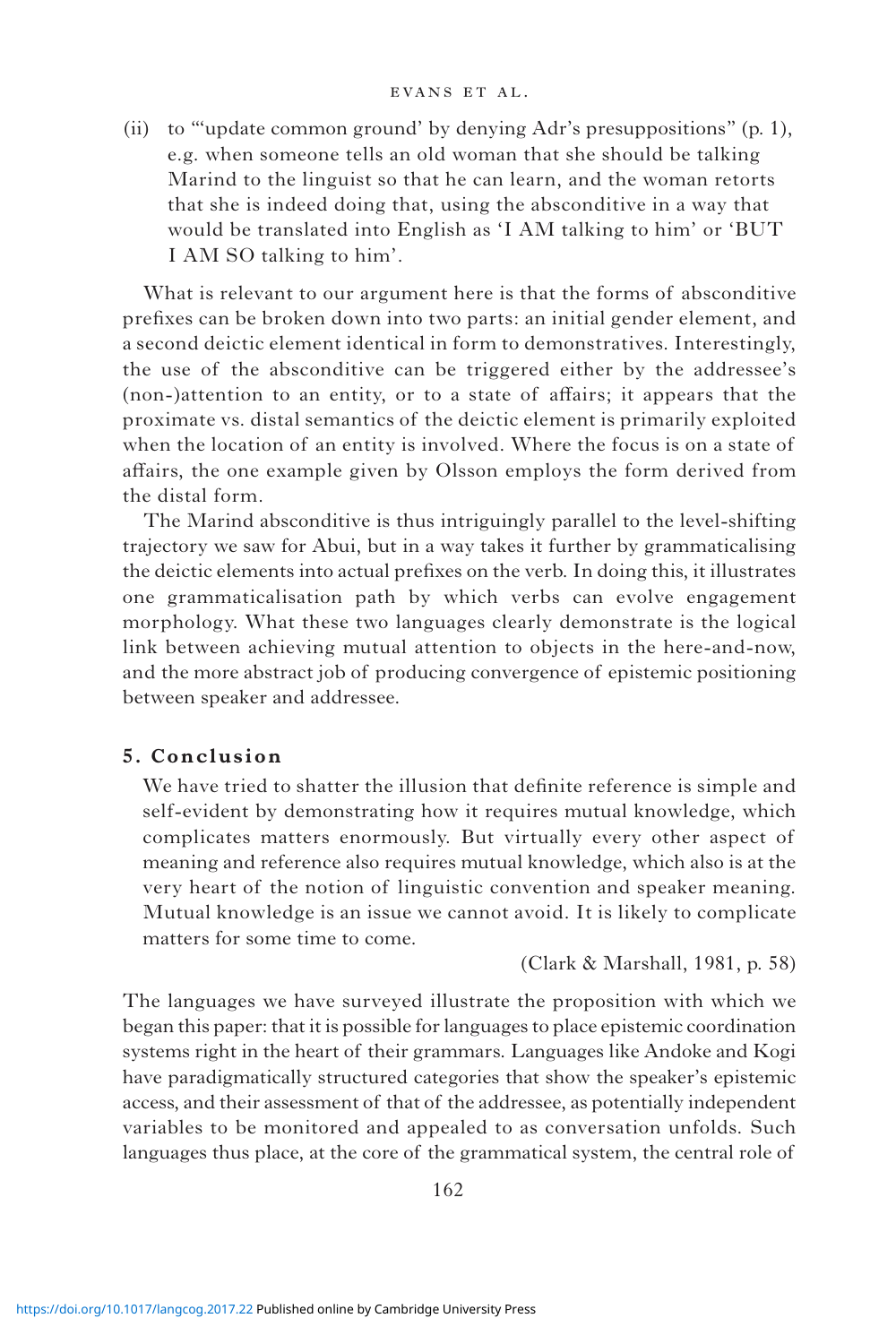(ii) to "'update common ground' by denying Adr's presuppositions" (p. 1), e.g. when someone tells an old woman that she should be talking Marind to the linguist so that he can learn, and the woman retorts that she is indeed doing that, using the absconditive in a way that would be translated into English as 'I AM talking to him' or 'BUT I AM SO talking to him'.

What is relevant to our argument here is that the forms of absconditive prefixes can be broken down into two parts: an initial gender element, and a second deictic element identical in form to demonstratives. Interestingly, the use of the absconditive can be triggered either by the addressee's (non-)attention to an entity, or to a state of affairs; it appears that the proximate vs. distal semantics of the deictic element is primarily exploited when the location of an entity is involved. Where the focus is on a state of affairs, the one example given by Olsson employs the form derived from the distal form.

The Marind absconditive is thus intriguingly parallel to the level-shifting trajectory we saw for Abui, but in a way takes it further by grammaticalising the deictic elements into actual prefixes on the verb. In doing this, it illustrates one grammaticalisation path by which verbs can evolve engagement morphology. What these two languages clearly demonstrate is the logical link between achieving mutual attention to objects in the here-and-now, and the more abstract job of producing convergence of epistemic positioning between speaker and addressee.

## 5. Conclusion

> We have tried to shatter the illusion that definite reference is simple and self-evident by demonstrating how it requires mutual knowledge, which complicates matters enormously. But virtually every other aspect of meaning and reference also requires mutual knowledge, which also is at the very heart of the notion of linguistic convention and speaker meaning. Mutual knowledge is an issue we cannot avoid. It is likely to complicate matters for some time to come.
>
> (Clark & Marshall, 1981, p. 58)

The languages we have surveyed illustrate the proposition with which we began this paper: that it is possible for languages to place epistemic coordination systems right in the heart of their grammars. Languages like Andoke and Kogi have paradigmatically structured categories that show the speaker's epistemic access, and their assessment of that of the addressee, as potentially independent variables to be monitored and appealed to as conversation unfolds. Such languages thus place, at the core of the grammatical system, the central role of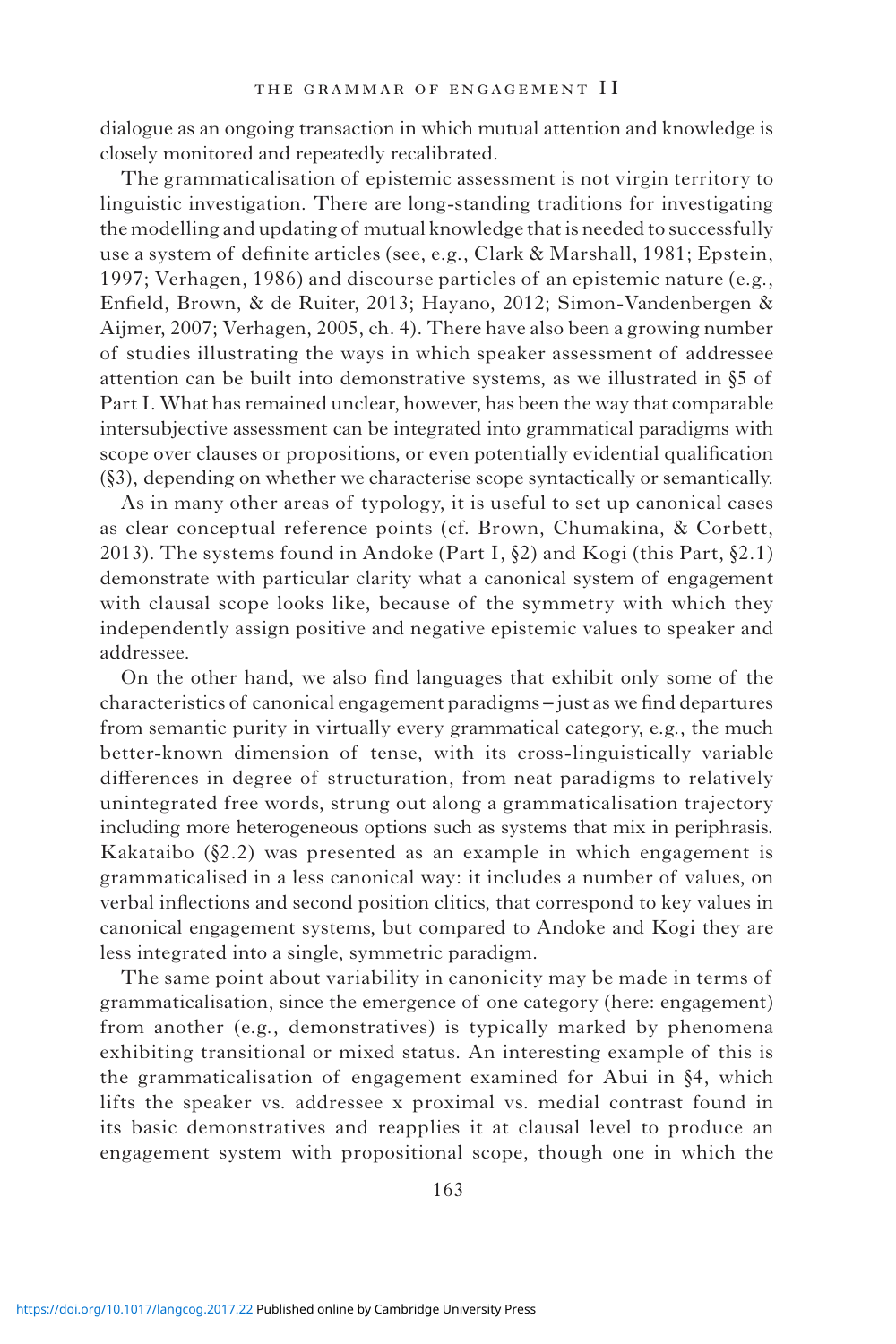dialogue as an ongoing transaction in which mutual attention and knowledge is closely monitored and repeatedly recalibrated.

The grammaticalisation of epistemic assessment is not virgin territory to linguistic investigation. There are long-standing traditions for investigating the modelling and updating of mutual knowledge that is needed to successfully use a system of definite articles (see, e.g., Clark & Marshall, 1981; Epstein, 1997; Verhagen, 1986) and discourse particles of an epistemic nature (e.g., Enfield, Brown, & de Ruiter, 2013; Hayano, 2012; Simon-Vandenbergen & Aijmer, 2007; Verhagen, 2005, ch. 4). There have also been a growing number of studies illustrating the ways in which speaker assessment of addressee attention can be built into demonstrative systems, as we illustrated in §5 of Part I. What has remained unclear, however, has been the way that comparable intersubjective assessment can be integrated into grammatical paradigms with scope over clauses or propositions, or even potentially evidential qualification (§3), depending on whether we characterise scope syntactically or semantically.

As in many other areas of typology, it is useful to set up canonical cases as clear conceptual reference points (cf. Brown, Chumakina, & Corbett, 2013). The systems found in Andoke (Part I, §2) and Kogi (this Part, §2.1) demonstrate with particular clarity what a canonical system of engagement with clausal scope looks like, because of the symmetry with which they independently assign positive and negative epistemic values to speaker and addressee.

On the other hand, we also find languages that exhibit only some of the characteristics of canonical engagement paradigms – just as we find departures from semantic purity in virtually every grammatical category, e.g., the much better-known dimension of tense, with its cross-linguistically variable differences in degree of structuration, from neat paradigms to relatively unintegrated free words, strung out along a grammaticalisation trajectory including more heterogeneous options such as systems that mix in periphrasis. Kakataibo (§2.2) was presented as an example in which engagement is grammaticalised in a less canonical way: it includes a number of values, on verbal inflections and second position clitics, that correspond to key values in canonical engagement systems, but compared to Andoke and Kogi they are less integrated into a single, symmetric paradigm.

The same point about variability in canonicity may be made in terms of grammaticalisation, since the emergence of one category (here: engagement) from another (e.g., demonstratives) is typically marked by phenomena exhibiting transitional or mixed status. An interesting example of this is the grammaticalisation of engagement examined for Abui in §4, which lifts the speaker vs. addressee x proximal vs. medial contrast found in its basic demonstratives and reapplies it at clausal level to produce an engagement system with propositional scope, though one in which the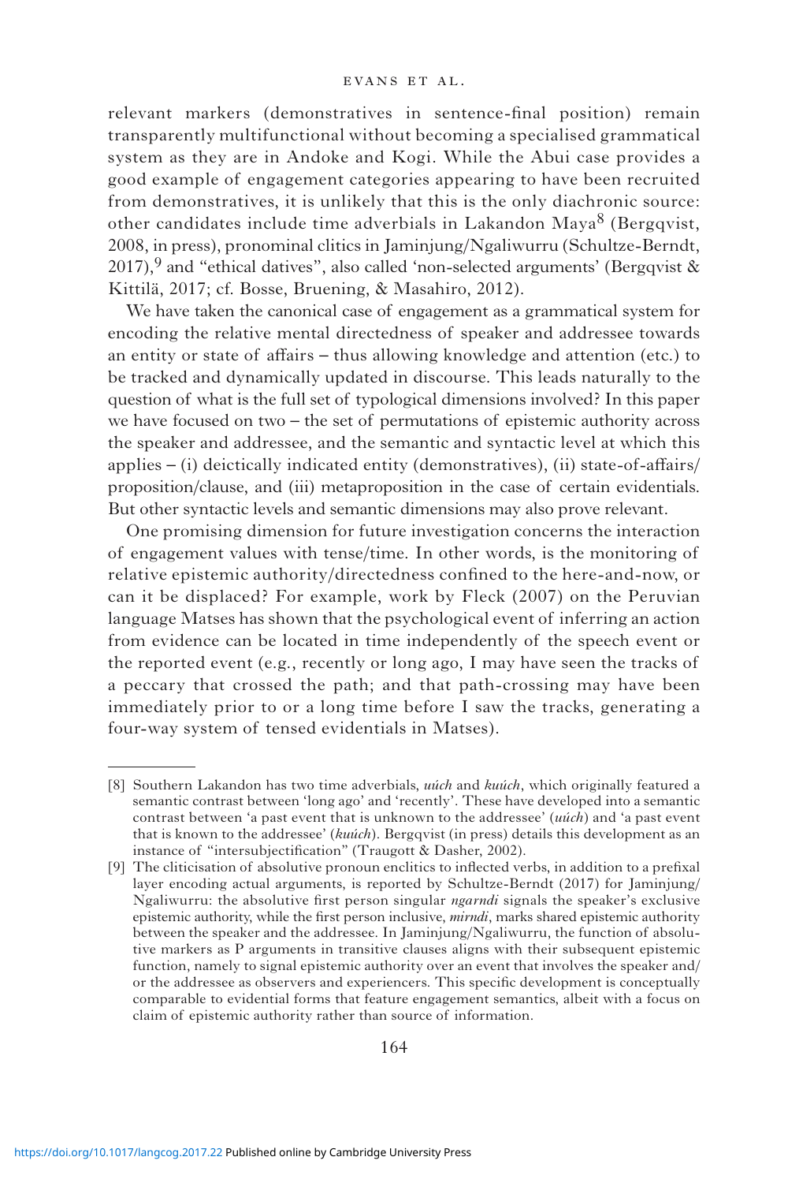relevant markers (demonstratives in sentence-final position) remain transparently multifunctional without becoming a specialised grammatical system as they are in Andoke and Kogi. While the Abui case provides a good example of engagement categories appearing to have been recruited from demonstratives, it is unlikely that this is the only diachronic source: other candidates include time adverbials in Lakandon Maya[8] (Bergqvist, 2008, in press), pronominal clitics in Jaminjung/Ngaliwurru (Schultze-Berndt, 2017),[9] and "ethical datives", also called 'non-selected arguments' (Bergqvist & Kittilä, 2017; cf. Bosse, Bruening, & Masahiro, 2012).

We have taken the canonical case of engagement as a grammatical system for encoding the relative mental directedness of speaker and addressee towards an entity or state of affairs – thus allowing knowledge and attention (etc.) to be tracked and dynamically updated in discourse. This leads naturally to the question of what is the full set of typological dimensions involved? In this paper we have focused on two – the set of permutations of epistemic authority across the speaker and addressee, and the semantic and syntactic level at which this applies – (i) deictically indicated entity (demonstratives), (ii) state-of-affairs/proposition/clause, and (iii) metaproposition in the case of certain evidentials. But other syntactic levels and semantic dimensions may also prove relevant.

One promising dimension for future investigation concerns the interaction of engagement values with tense/time. In other words, is the monitoring of relative epistemic authority/directedness confined to the here-and-now, or can it be displaced? For example, work by Fleck (2007) on the Peruvian language Matses has shown that the psychological event of inferring an action from evidence can be located in time independently of the speech event or the reported event (e.g., recently or long ago, I may have seen the tracks of a peccary that crossed the path; and that path-crossing may have been immediately prior to or a long time before I saw the tracks, generating a four-way system of tensed evidentials in Matses).

---

[8] Southern Lakandon has two time adverbials, *uúch* and *kuúch*, which originally featured a semantic contrast between 'long ago' and 'recently'. These have developed into a semantic contrast between 'a past event that is unknown to the addressee' (*uúch*) and 'a past event that is known to the addressee' (*kuúch*). Bergqvist (in press) details this development as an instance of "intersubjectification" (Traugott & Dasher, 2002).

[9] The cliticisation of absolutive pronoun enclitics to inflected verbs, in addition to a prefixal layer encoding actual arguments, is reported by Schultze-Berndt (2017) for Jaminjung/Ngaliwurru: the absolutive first person singular *ngarndi* signals the speaker's exclusive epistemic authority, while the first person inclusive, *mirndi*, marks shared epistemic authority between the speaker and the addressee. In Jaminjung/Ngaliwurru, the function of absolutive markers as P arguments in transitive clauses aligns with their subsequent epistemic function, namely to signal epistemic authority over an event that involves the speaker and/or the addressee as observers and experiencers. This specific development is conceptually comparable to evidential forms that feature engagement semantics, albeit with a focus on claim of epistemic authority rather than source of information.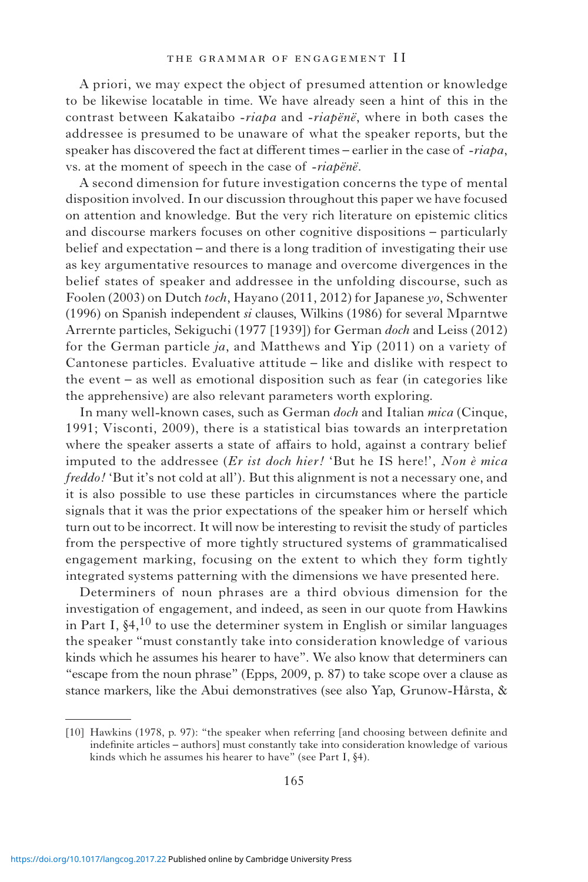A priori, we may expect the object of presumed attention or knowledge to be likewise locatable in time. We have already seen a hint of this in the contrast between Kakataibo -*riapa* and -*riapënë*, where in both cases the addressee is presumed to be unaware of what the speaker reports, but the speaker has discovered the fact at different times – earlier in the case of -*riapa*, vs. at the moment of speech in the case of -*riapënë*.

A second dimension for future investigation concerns the type of mental disposition involved. In our discussion throughout this paper we have focused on attention and knowledge. But the very rich literature on epistemic clitics and discourse markers focuses on other cognitive dispositions – particularly belief and expectation – and there is a long tradition of investigating their use as key argumentative resources to manage and overcome divergences in the belief states of speaker and addressee in the unfolding discourse, such as Foolen (2003) on Dutch *toch*, Hayano (2011, 2012) for Japanese *yo*, Schwenter (1996) on Spanish independent *si* clauses, Wilkins (1986) for several Mparntwe Arrernte particles, Sekiguchi (1977 [1939]) for German *doch* and Leiss (2012) for the German particle *ja*, and Matthews and Yip (2011) on a variety of Cantonese particles. Evaluative attitude – like and dislike with respect to the event – as well as emotional disposition such as fear (in categories like the apprehensive) are also relevant parameters worth exploring.

In many well-known cases, such as German *doch* and Italian *mica* (Cinque, 1991; Visconti, 2009), there is a statistical bias towards an interpretation where the speaker asserts a state of affairs to hold, against a contrary belief imputed to the addressee (*Er ist doch hier!* 'But he IS here!', *Non è mica freddo!* 'But it's not cold at all'). But this alignment is not a necessary one, and it is also possible to use these particles in circumstances where the particle signals that it was the prior expectations of the speaker him or herself which turn out to be incorrect. It will now be interesting to revisit the study of particles from the perspective of more tightly structured systems of grammaticalised engagement marking, focusing on the extent to which they form tightly integrated systems patterning with the dimensions we have presented here.

Determiners of noun phrases are a third obvious dimension for the investigation of engagement, and indeed, as seen in our quote from Hawkins in Part I, §4,[10] to use the determiner system in English or similar languages the speaker "must constantly take into consideration knowledge of various kinds which he assumes his hearer to have". We also know that determiners can "escape from the noun phrase" (Epps, 2009, p. 87) to take scope over a clause as stance markers, like the Abui demonstratives (see also Yap, Grunow-Hårsta, &

[10] Hawkins (1978, p. 97): "the speaker when referring [and choosing between definite and indefinite articles – authors] must constantly take into consideration knowledge of various kinds which he assumes his hearer to have" (see Part I, §4).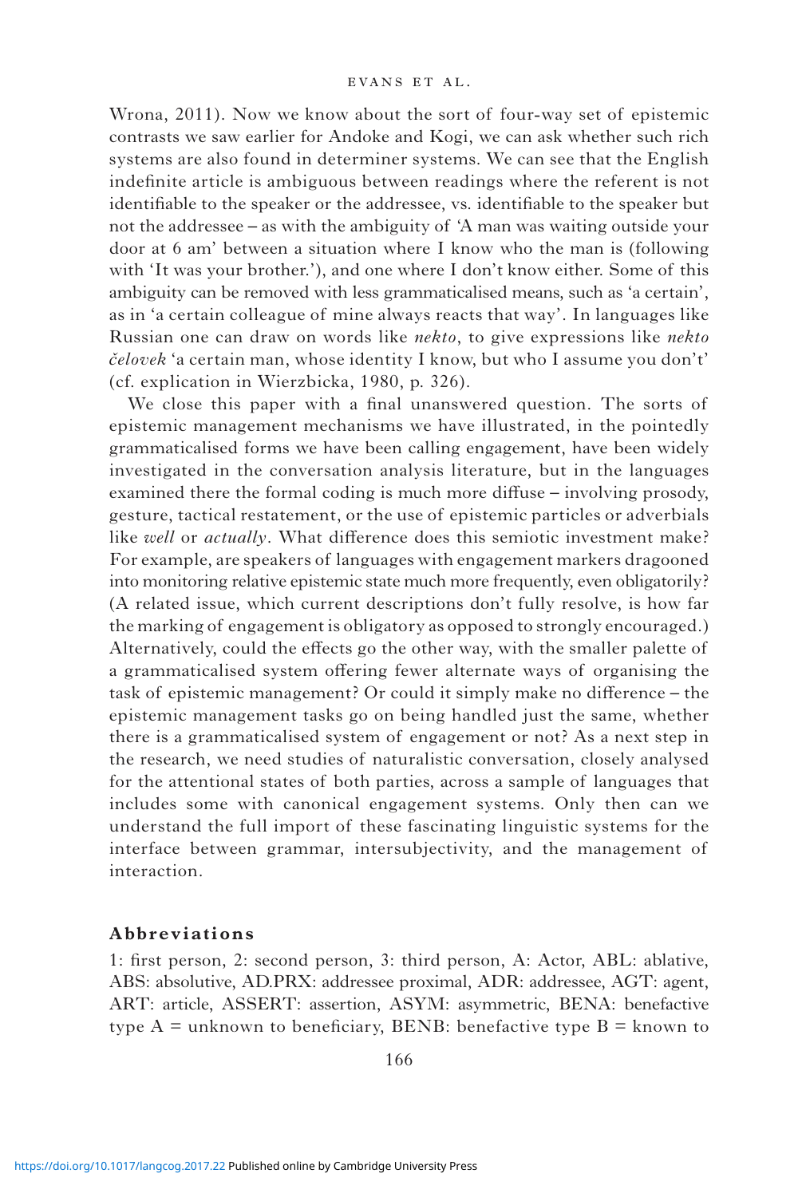Wrona, 2011). Now we know about the sort of four-way set of epistemic contrasts we saw earlier for Andoke and Kogi, we can ask whether such rich systems are also found in determiner systems. We can see that the English indefinite article is ambiguous between readings where the referent is not identifiable to the speaker or the addressee, vs. identifiable to the speaker but not the addressee – as with the ambiguity of 'A man was waiting outside your door at 6 am' between a situation where I know who the man is (following with 'It was your brother.'), and one where I don't know either. Some of this ambiguity can be removed with less grammaticalised means, such as 'a certain', as in 'a certain colleague of mine always reacts that way'. In languages like Russian one can draw on words like *nekto*, to give expressions like *nekto čelovek* 'a certain man, whose identity I know, but who I assume you don't' (cf. explication in Wierzbicka, 1980, p. 326).

We close this paper with a final unanswered question. The sorts of epistemic management mechanisms we have illustrated, in the pointedly grammaticalised forms we have been calling engagement, have been widely investigated in the conversation analysis literature, but in the languages examined there the formal coding is much more diffuse – involving prosody, gesture, tactical restatement, or the use of epistemic particles or adverbials like *well* or *actually*. What difference does this semiotic investment make? For example, are speakers of languages with engagement markers dragooned into monitoring relative epistemic state much more frequently, even obligatorily? (A related issue, which current descriptions don't fully resolve, is how far the marking of engagement is obligatory as opposed to strongly encouraged.) Alternatively, could the effects go the other way, with the smaller palette of a grammaticalised system offering fewer alternate ways of organising the task of epistemic management? Or could it simply make no difference – the epistemic management tasks go on being handled just the same, whether there is a grammaticalised system of engagement or not? As a next step in the research, we need studies of naturalistic conversation, closely analysed for the attentional states of both parties, across a sample of languages that includes some with canonical engagement systems. Only then can we understand the full import of these fascinating linguistic systems for the interface between grammar, intersubjectivity, and the management of interaction.

## Abbreviations

1: first person, 2: second person, 3: third person, A: Actor, ABL: ablative, ABS: absolutive, AD.PRX: addressee proximal, ADR: addressee, AGT: agent, ART: article, ASSERT: assertion, ASYM: asymmetric, BENA: benefactive type A = unknown to beneficiary, BENB: benefactive type B = known to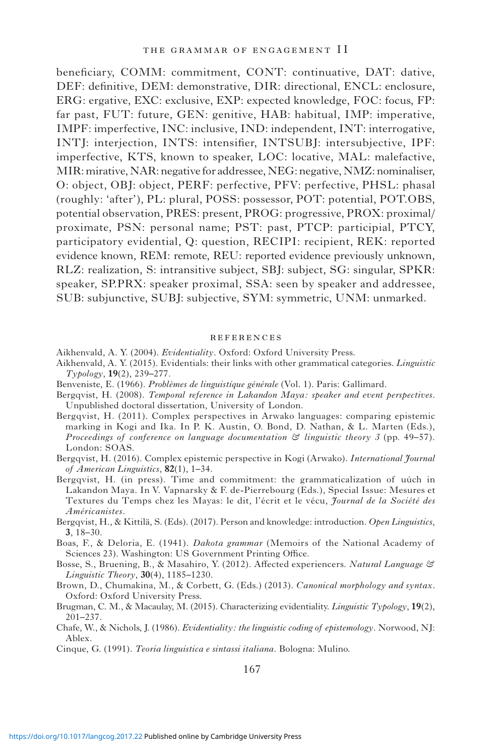beneficiary, COMM: commitment, CONT: continuative, DAT: dative, DEF: definitive, DEM: demonstrative, DIR: directional, ENCL: enclosure, ERG: ergative, EXC: exclusive, EXP: expected knowledge, FOC: focus, FP: far past, FUT: future, GEN: genitive, HAB: habitual, IMP: imperative, IMPF: imperfective, INC: inclusive, IND: independent, INT: interrogative, INTJ: interjection, INTS: intensifier, INTSUBJ: intersubjective, IPF: imperfective, KTS, known to speaker, LOC: locative, MAL: malefactive, MIR: mirative, NAR: negative for addressee, NEG: negative, NMZ: nominaliser, O: object, OBJ: object, PERF: perfective, PFV: perfective, PHSL: phasal (roughly: 'after'), PL: plural, POSS: possessor, POT: potential, POT.OBS, potential observation, PRES: present, PROG: progressive, PROX: proximal/proximate, PSN: personal name; PST: past, PTCP: participial, PTCY, participatory evidential, Q: question, RECIPI: recipient, REK: reported evidence known, REM: remote, REU: reported evidence previously unknown, RLZ: realization, S: intransitive subject, SBJ: subject, SG: singular, SPKR: speaker, SP.PRX: speaker proximal, SSA: seen by speaker and addressee, SUB: subjunctive, SUBJ: subjective, SYM: symmetric, UNM: unmarked.

## REFERENCES

Aikhenvald, A. Y. (2004). *Evidentiality*. Oxford: Oxford University Press.

Aikhenvald, A. Y. (2015). Evidentials: their links with other grammatical categories. *Linguistic Typology*, **19**(2), 239–277.

Benveniste, E. (1966). *Problèmes de linguistíque générale* (Vol. 1). Paris: Gallimard.

Bergqvist, H. (2008). *Temporal reference in Lakandon Maya: speaker and event perspectives*. Unpublished doctoral dissertation, University of London.

Bergqvist, H. (2011). Complex perspectives in Arwako languages: comparing epistemic marking in Kogi and Ika. In P. K. Austin, O. Bond, D. Nathan, & L. Marten (Eds.), *Proceedings of conference on language documentation & linguistic theory 3* (pp. 49–57). London: SOAS.

Bergqvist, H. (2016). Complex epistemic perspective in Kogi (Arwako). *International Journal of American Linguistics*, **82**(1), 1–34.

Bergqvist, H. (in press). Time and commitment: the grammaticalization of uúch in Lakandon Maya. In V. Vapnarsky & F. de-Pierrebourg (Eds.), Special Issue: Mesures et Textures du Temps chez les Mayas: le dit, l'écrit et le vécu, *Journal de la Société des Américanistes*.

Bergqvist, H., & Kittilä, S. (Eds). (2017). Person and knowledge: introduction. *Open Linguistics*, **3**, 18–30.

Boas, F., & Deloria, E. (1941). *Dakota grammar* (Memoirs of the National Academy of Sciences 23). Washington: US Government Printing Office.

Bosse, S., Bruening, B., & Masahiro, Y. (2012). Affected experiencers. *Natural Language & Linguistic Theory*, **30**(4), 1185–1230.

Brown, D., Chumakina, M., & Corbett, G. (Eds.) (2013). *Canonical morphology and syntax*. Oxford: Oxford University Press.

Brugman, C. M., & Macaulay, M. (2015). Characterizing evidentiality. *Linguistic Typology*, **19**(2), 201–237.

Chafe, W., & Nichols, J. (1986). *Evidentiality: the linguistic coding of epistemology*. Norwood, NJ: Ablex.

Cinque, G. (1991). *Teoria linguistica e sintassi italiana*. Bologna: Mulino.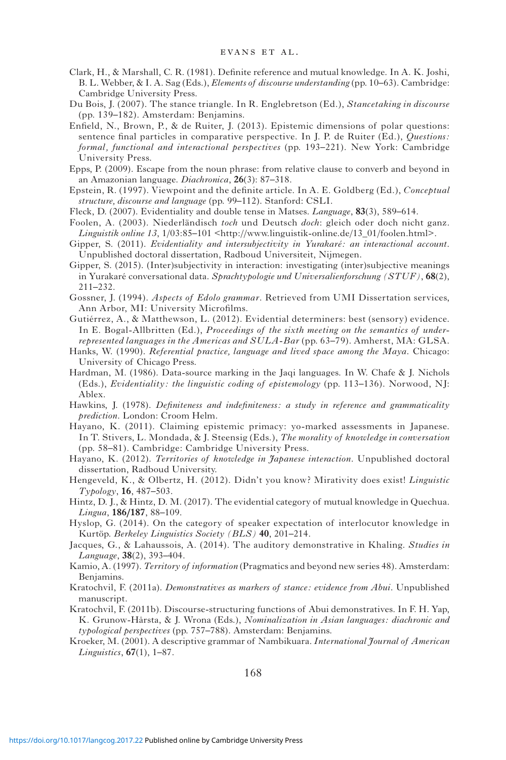Clark, H., & Marshall, C. R. (1981). Definite reference and mutual knowledge. In A. K. Joshi, B. L. Webber, & I. A. Sag (Eds.), *Elements of discourse understanding* (pp. 10–63). Cambridge: Cambridge University Press.

Du Bois, J. (2007). The stance triangle. In R. Englebretson (Ed.), *Stancetaking in discourse* (pp. 139–182). Amsterdam: Benjamins.

Enfield, N., Brown, P., & de Ruiter, J. (2013). Epistemic dimensions of polar questions: sentence final particles in comparative perspective. In J. P. de Ruiter (Ed.), *Questions: formal, functional and interactional perspectives* (pp. 193–221). New York: Cambridge University Press.

Epps, P. (2009). Escape from the noun phrase: from relative clause to converb and beyond in an Amazonian language. *Diachronica*, **26**(3): 87–318.

Epstein, R. (1997). Viewpoint and the definite article. In A. E. Goldberg (Ed.), *Conceptual structure, discourse and language* (pp. 99–112). Stanford: CSLI.

Fleck, D. (2007). Evidentiality and double tense in Matses. *Language*, **83**(3), 589–614.

Foolen, A. (2003). Niederländisch *toch* und Deutsch *doch*: gleich oder doch nicht ganz. *Linguistik online 13*, 1/03:85–101 <http://www.linguistik-online.de/13_01/foolen.html>.

Gipper, S. (2011). *Evidentiality and intersubjectivity in Yurakaré: an interactional account*. Unpublished doctoral dissertation, Radboud Universiteit, Nijmegen.

Gipper, S. (2015). (Inter)subjectivity in interaction: investigating (inter)subjective meanings in Yurakaré conversational data. *Sprachtypologie und Universalienforschung (STUF)*, **68**(2), 211–232.

Gossner, J. (1994). *Aspects of Edolo grammar*. Retrieved from UMI Dissertation services, Ann Arbor, MI: University Microfilms.

Gutiérrez, A., & Matthewson, L. (2012). Evidential determiners: best (sensory) evidence. In E. Bogal-Allbritten (Ed.), *Proceedings of the sixth meeting on the semantics of under-represented languages in the Americas and SULA-Bar* (pp. 63–79). Amherst, MA: GLSA.

Hanks, W. (1990). *Referential practice, language and lived space among the Maya*. Chicago: University of Chicago Press.

Hardman, M. (1986). Data-source marking in the Jaqi languages. In W. Chafe & J. Nichols (Eds.), *Evidentiality: the linguistic coding of epistemology* (pp. 113–136). Norwood, NJ: Ablex.

Hawkins, J. (1978). *Definiteness and indefiniteness: a study in reference and grammaticality prediction*. London: Croom Helm.

Hayano, K. (2011). Claiming epistemic primacy: yo-marked assessments in Japanese. In T. Stivers, L. Mondada, & J. Steensig (Eds.), *The morality of knowledge in conversation* (pp. 58–81). Cambridge: Cambridge University Press.

Hayano, K. (2012). *Territories of knowledge in Japanese interaction*. Unpublished doctoral dissertation, Radboud University.

Hengeveld, K., & Olbertz, H. (2012). Didn't you know? Mirativity does exist! *Linguistic Typology*, **16**, 487–503.

Hintz, D. J., & Hintz, D. M. (2017). The evidential category of mutual knowledge in Quechua. *Lingua*, **186/187**, 88–109.

Hyslop, G. (2014). On the category of speaker expectation of interlocutor knowledge in Kurtöp. *Berkeley Linguistics Society (BLS)* **40**, 201–214.

Jacques, G., & Lahaussois, A. (2014). The auditory demonstrative in Khaling. *Studies in Language*, **38**(2), 393–404.

Kamio, A. (1997). *Territory of information* (Pragmatics and beyond new series 48). Amsterdam: Benjamins.

Kratochvil, F. (2011a). *Demonstratives as markers of stance: evidence from Abui*. Unpublished manuscript.

Kratochvil, F. (2011b). Discourse-structuring functions of Abui demonstratives. In F. H. Yap, K. Grunow-Hårsta, & J. Wrona (Eds.), *Nominalization in Asian languages: diachronic and typological perspectives* (pp. 757–788). Amsterdam: Benjamins.

Kroeker, M. (2001). A descriptive grammar of Nambikuara. *International Journal of American Linguistics*, **67**(1), 1–87.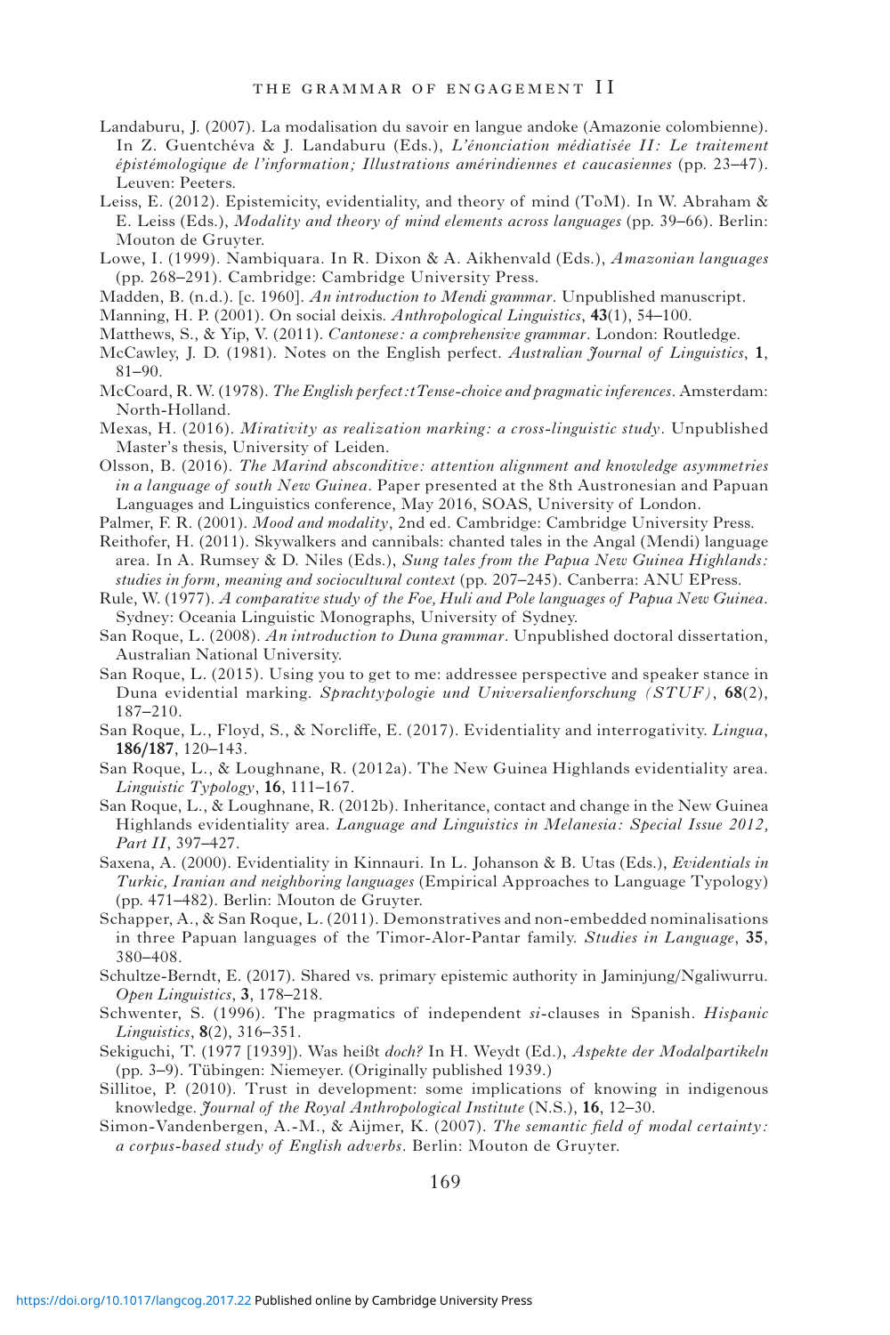Landaburu, J. (2007). La modalisation du savoir en langue andoke (Amazonie colombienne). In Z. Guentchéva & J. Landaburu (Eds.), *L'énonciation médiatisée II: Le traitement épistémologique de l'information; Illustrations amérindiennes et caucasiennes* (pp. 23–47). Leuven: Peeters.

Leiss, E. (2012). Epistemicity, evidentiality, and theory of mind (ToM). In W. Abraham & E. Leiss (Eds.), *Modality and theory of mind elements across languages* (pp. 39–66). Berlin: Mouton de Gruyter.

Lowe, I. (1999). Nambiquara. In R. Dixon & A. Aikhenvald (Eds.), *Amazonian languages* (pp. 268–291). Cambridge: Cambridge University Press.

Madden, B. (n.d.). [c. 1960]. *An introduction to Mendi grammar*. Unpublished manuscript.

Manning, H. P. (2001). On social deixis. *Anthropological Linguistics*, **43**(1), 54–100.

Matthews, S., & Yip, V. (2011). *Cantonese: a comprehensive grammar*. London: Routledge.

McCawley, J. D. (1981). Notes on the English perfect. *Australian Journal of Linguistics*, **1**, 81–90.

McCoard, R. W. (1978). *The English perfect:tTense-choice and pragmatic inferences*. Amsterdam: North-Holland.

Mexas, H. (2016). *Mirativity as realization marking: a cross-linguistic study*. Unpublished Master's thesis, University of Leiden.

Olsson, B. (2016). *The Marind absconditive: attention alignment and knowledge asymmetries in a language of south New Guinea*. Paper presented at the 8th Austronesian and Papuan Languages and Linguistics conference, May 2016, SOAS, University of London.

Palmer, F. R. (2001). *Mood and modality*, 2nd ed. Cambridge: Cambridge University Press.

Reithofer, H. (2011). Skywalkers and cannibals: chanted tales in the Angal (Mendi) language area. In A. Rumsey & D. Niles (Eds.), *Sung tales from the Papua New Guinea Highlands: studies in form, meaning and sociocultural context* (pp. 207–245). Canberra: ANU EPress.

Rule, W. (1977). *A comparative study of the Foe, Huli and Pole languages of Papua New Guinea*. Sydney: Oceania Linguistic Monographs, University of Sydney.

San Roque, L. (2008). *An introduction to Duna grammar*. Unpublished doctoral dissertation, Australian National University.

San Roque, L. (2015). Using you to get to me: addressee perspective and speaker stance in Duna evidential marking. *Sprachtypologie und Universalienforschung (STUF)*, **68**(2), 187–210.

San Roque, L., Floyd, S., & Norcliffe, E. (2017). Evidentiality and interrogativity. *Lingua*, **186/187**, 120–143.

San Roque, L., & Loughnane, R. (2012a). The New Guinea Highlands evidentiality area. *Linguistic Typology*, **16**, 111–167.

San Roque, L., & Loughnane, R. (2012b). Inheritance, contact and change in the New Guinea Highlands evidentiality area. *Language and Linguistics in Melanesia: Special Issue 2012, Part II*, 397–427.

Saxena, A. (2000). Evidentiality in Kinnauri. In L. Johanson & B. Utas (Eds.), *Evidentials in Turkic, Iranian and neighboring languages* (Empirical Approaches to Language Typology) (pp. 471–482). Berlin: Mouton de Gruyter.

Schapper, A., & San Roque, L. (2011). Demonstratives and non-embedded nominalisations in three Papuan languages of the Timor-Alor-Pantar family. *Studies in Language*, **35**, 380–408.

Schultze-Berndt, E. (2017). Shared vs. primary epistemic authority in Jaminjung/Ngaliwurru. *Open Linguistics*, **3**, 178–218.

Schwenter, S. (1996). The pragmatics of independent *si*-clauses in Spanish. *Hispanic Linguistics*, **8**(2), 316–351.

Sekiguchi, T. (1977 [1939]). Was heißt *doch?* In H. Weydt (Ed.), *Aspekte der Modalpartikeln* (pp. 3–9). Tübingen: Niemeyer. (Originally published 1939.)

Sillitoe, P. (2010). Trust in development: some implications of knowing in indigenous knowledge. *Journal of the Royal Anthropological Institute* (N.S.), **16**, 12–30.

Simon-Vandenbergen, A.-M., & Aijmer, K. (2007). *The semantic field of modal certainty: a corpus-based study of English adverbs*. Berlin: Mouton de Gruyter.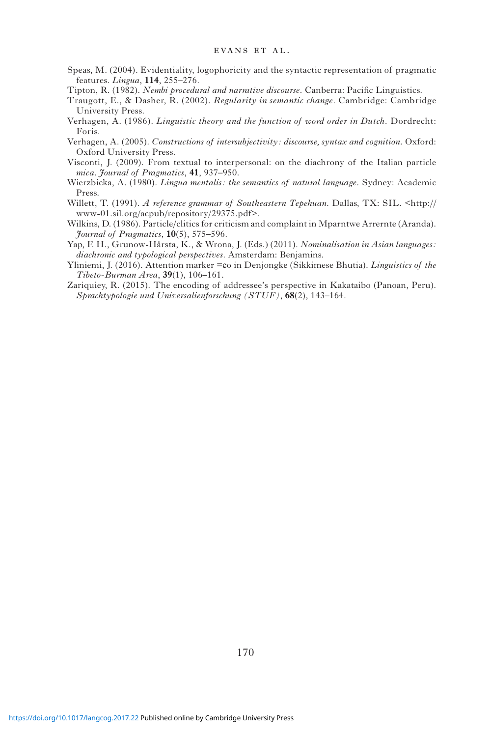Speas, M. (2004). Evidentiality, logophoricity and the syntactic representation of pragmatic features. *Lingua*, **114**, 255–276.

Tipton, R. (1982). *Nembi procedural and narrative discourse*. Canberra: Pacific Linguistics.

Traugott, E., & Dasher, R. (2002). *Regularity in semantic change*. Cambridge: Cambridge University Press.

Verhagen, A. (1986). *Linguistic theory and the function of word order in Dutch*. Dordrecht: Foris.

Verhagen, A. (2005). *Constructions of intersubjectivity: discourse, syntax and cognition*. Oxford: Oxford University Press.

Visconti, J. (2009). From textual to interpersonal: on the diachrony of the Italian particle *mica*. *Journal of Pragmatics*, **41**, 937–950.

Wierzbicka, A. (1980). *Lingua mentalis: the semantics of natural language*. Sydney: Academic Press.

Willett, T. (1991). *A reference grammar of Southeastern Tepehuan*. Dallas, TX: SIL. <http://www-01.sil.org/acpub/repository/29375.pdf>.

Wilkins, D. (1986). Particle/clitics for criticism and complaint in Mparntwe Arrernte (Aranda). *Journal of Pragmatics*, **10**(5), 575–596.

Yap, F. H., Grunow-Hårsta, K., & Wrona, J. (Eds.) (2011). *Nominalisation in Asian languages: diachronic and typological perspectives*. Amsterdam: Benjamins.

Yliniemi, J. (2016). Attention marker =ɕo in Denjongke (Sikkimese Bhutia). *Linguistics of the Tibeto-Burman Area*, **39**(1), 106–161.

Zariquiey, R. (2015). The encoding of addressee's perspective in Kakataibo (Panoan, Peru). *Sprachtypologie und Universalienforschung (STUF)*, **68**(2), 143–164.